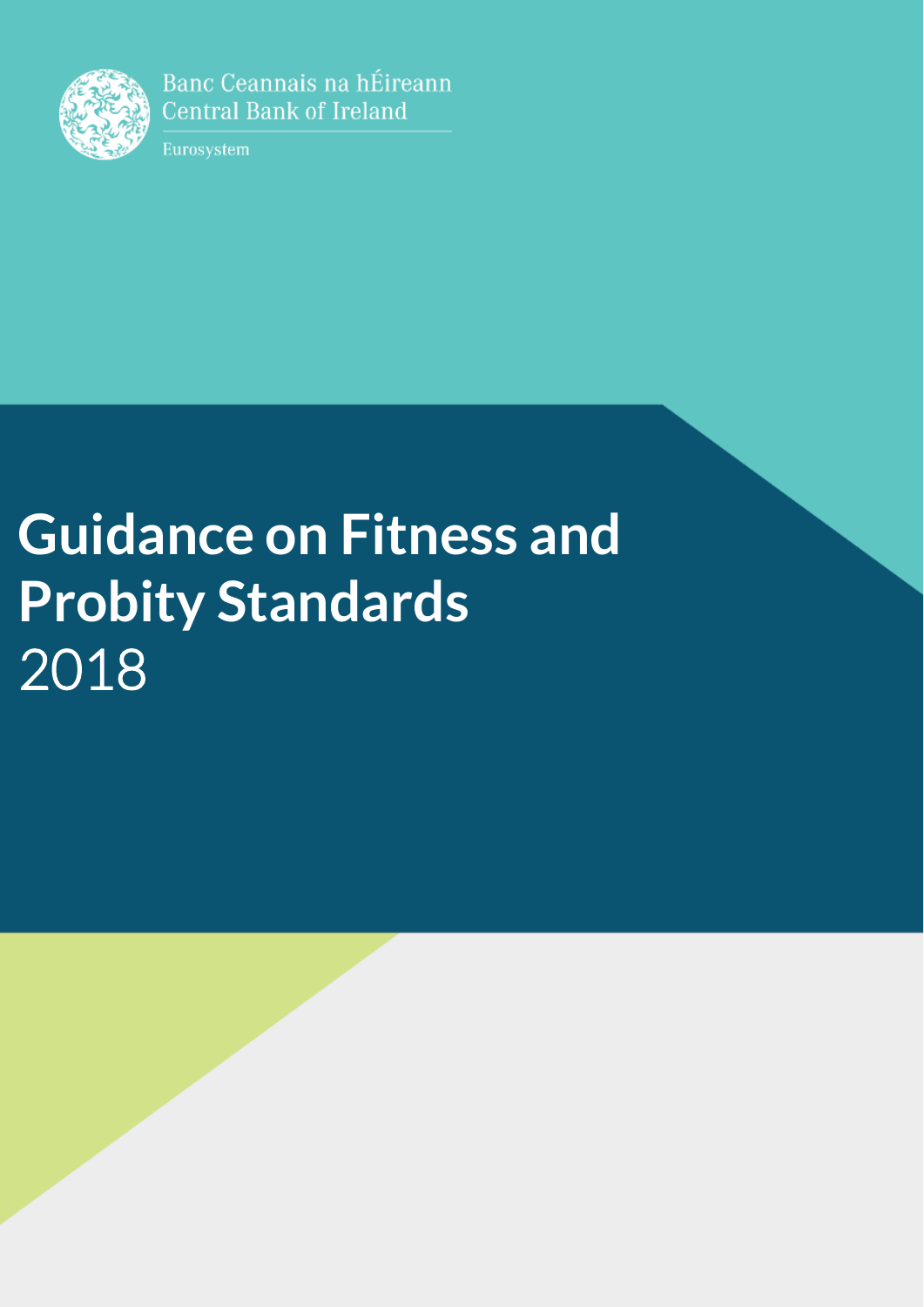Banc Ceannais na hÉireann
Central Bank of Ireland

Eurosystem

# Guidance on Fitness and Probity Standards
2018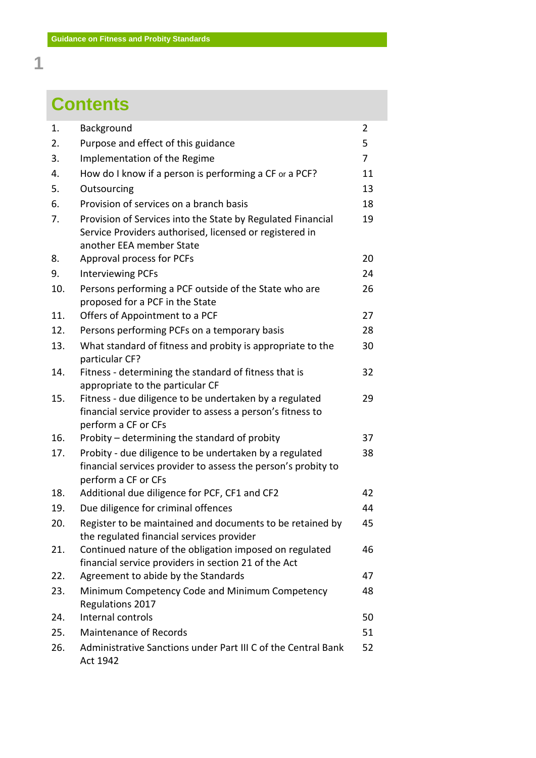# Contents

| | | |
|---|---|---|
| 1. | Background | 2 |
| 2. | Purpose and effect of this guidance | 5 |
| 3. | Implementation of the Regime | 7 |
| 4. | How do I know if a person is performing a CF or a PCF? | 11 |
| 5. | Outsourcing | 13 |
| 6. | Provision of services on a branch basis | 18 |
| 7. | Provision of Services into the State by Regulated Financial Service Providers authorised, licensed or registered in another EEA member State | 19 |
| 8. | Approval process for PCFs | 20 |
| 9. | Interviewing PCFs | 24 |
| 10. | Persons performing a PCF outside of the State who are proposed for a PCF in the State | 26 |
| 11. | Offers of Appointment to a PCF | 27 |
| 12. | Persons performing PCFs on a temporary basis | 28 |
| 13. | What standard of fitness and probity is appropriate to the particular CF? | 30 |
| 14. | Fitness - determining the standard of fitness that is appropriate to the particular CF | 32 |
| 15. | Fitness - due diligence to be undertaken by a regulated financial service provider to assess a person's fitness to perform a CF or CFs | 29 |
| 16. | Probity – determining the standard of probity | 37 |
| 17. | Probity - due diligence to be undertaken by a regulated financial services provider to assess the person's probity to perform a CF or CFs | 38 |
| 18. | Additional due diligence for PCF, CF1 and CF2 | 42 |
| 19. | Due diligence for criminal offences | 44 |
| 20. | Register to be maintained and documents to be retained by the regulated financial services provider | 45 |
| 21. | Continued nature of the obligation imposed on regulated financial service providers in section 21 of the Act | 46 |
| 22. | Agreement to abide by the Standards | 47 |
| 23. | Minimum Competency Code and Minimum Competency Regulations 2017 | 48 |
| 24. | Internal controls | 50 |
| 25. | Maintenance of Records | 51 |
| 26. | Administrative Sanctions under Part III C of the Central Bank Act 1942 | 52 |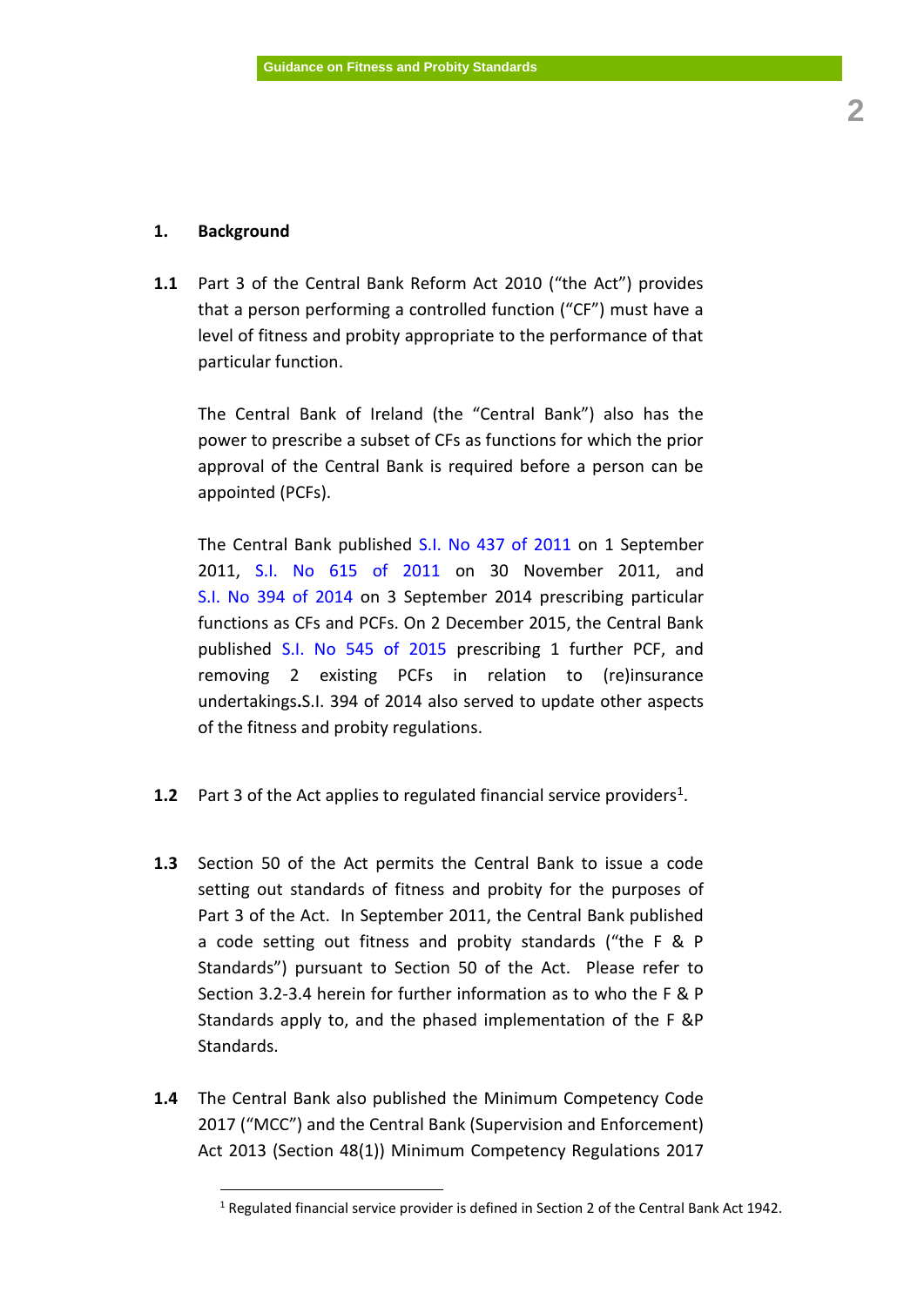## 1. Background

**1.1** Part 3 of the Central Bank Reform Act 2010 ("the Act") provides that a person performing a controlled function ("CF") must have a level of fitness and probity appropriate to the performance of that particular function.

The Central Bank of Ireland (the "Central Bank") also has the power to prescribe a subset of CFs as functions for which the prior approval of the Central Bank is required before a person can be appointed (PCFs).

The Central Bank published S.I. No 437 of 2011 on 1 September 2011, S.I. No 615 of 2011 on 30 November 2011, and S.I. No 394 of 2014 on 3 September 2014 prescribing particular functions as CFs and PCFs. On 2 December 2015, the Central Bank published S.I. No 545 of 2015 prescribing 1 further PCF, and removing 2 existing PCFs in relation to (re)insurance undertakings**.**S.I. 394 of 2014 also served to update other aspects of the fitness and probity regulations.

**1.2** Part 3 of the Act applies to regulated financial service providers[1].

**1.3** Section 50 of the Act permits the Central Bank to issue a code setting out standards of fitness and probity for the purposes of Part 3 of the Act. In September 2011, the Central Bank published a code setting out fitness and probity standards ("the F & P Standards") pursuant to Section 50 of the Act. Please refer to Section 3.2-3.4 herein for further information as to who the F & P Standards apply to, and the phased implementation of the F &P Standards.

**1.4** The Central Bank also published the Minimum Competency Code 2017 ("MCC") and the Central Bank (Supervision and Enforcement) Act 2013 (Section 48(1)) Minimum Competency Regulations 2017

[1] Regulated financial service provider is defined in Section 2 of the Central Bank Act 1942.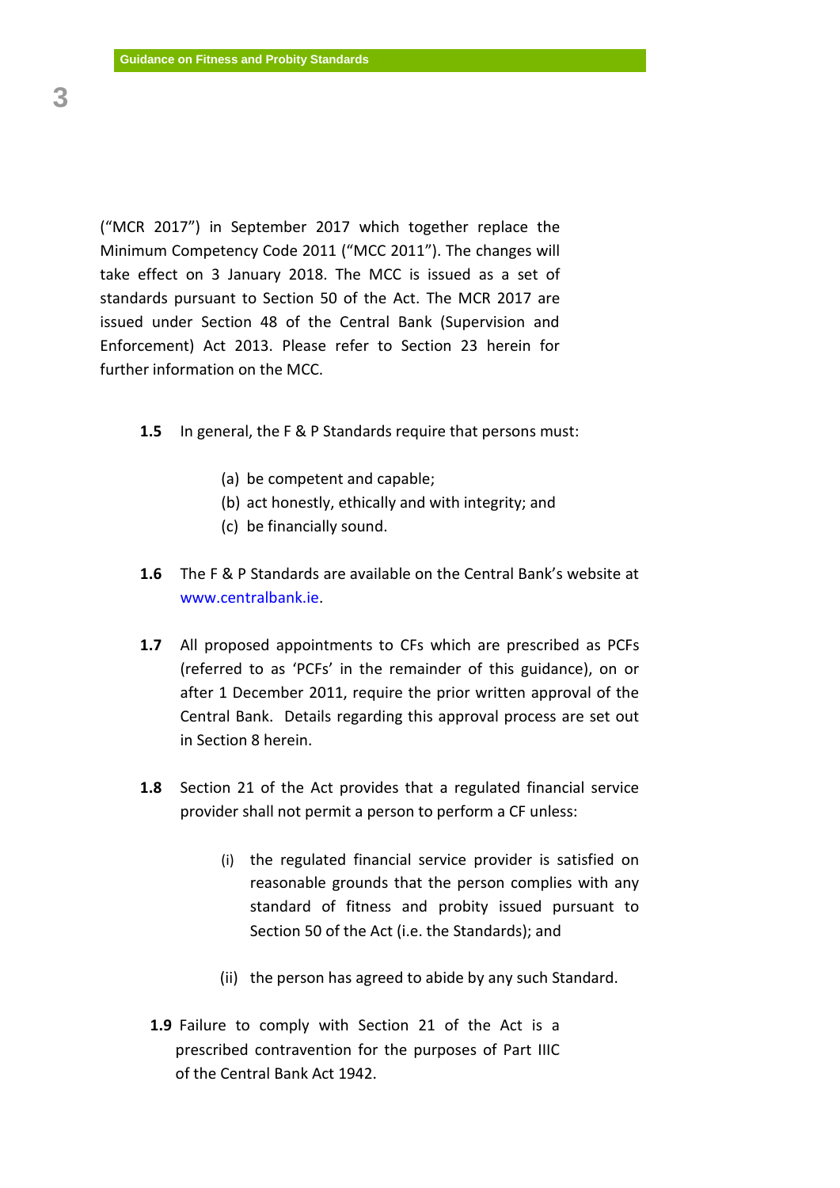("MCR 2017") in September 2017 which together replace the Minimum Competency Code 2011 ("MCC 2011"). The changes will take effect on 3 January 2018. The MCC is issued as a set of standards pursuant to Section 50 of the Act. The MCR 2017 are issued under Section 48 of the Central Bank (Supervision and Enforcement) Act 2013. Please refer to Section 23 herein for further information on the MCC.

**1.5** In general, the F & P Standards require that persons must:

(a) be competent and capable;
(b) act honestly, ethically and with integrity; and
(c) be financially sound.

**1.6** The F & P Standards are available on the Central Bank's website at www.centralbank.ie.

**1.7** All proposed appointments to CFs which are prescribed as PCFs (referred to as 'PCFs' in the remainder of this guidance), on or after 1 December 2011, require the prior written approval of the Central Bank. Details regarding this approval process are set out in Section 8 herein.

**1.8** Section 21 of the Act provides that a regulated financial service provider shall not permit a person to perform a CF unless:

(i) the regulated financial service provider is satisfied on reasonable grounds that the person complies with any standard of fitness and probity issued pursuant to Section 50 of the Act (i.e. the Standards); and

(ii) the person has agreed to abide by any such Standard.

**1.9** Failure to comply with Section 21 of the Act is a prescribed contravention for the purposes of Part IIIC of the Central Bank Act 1942.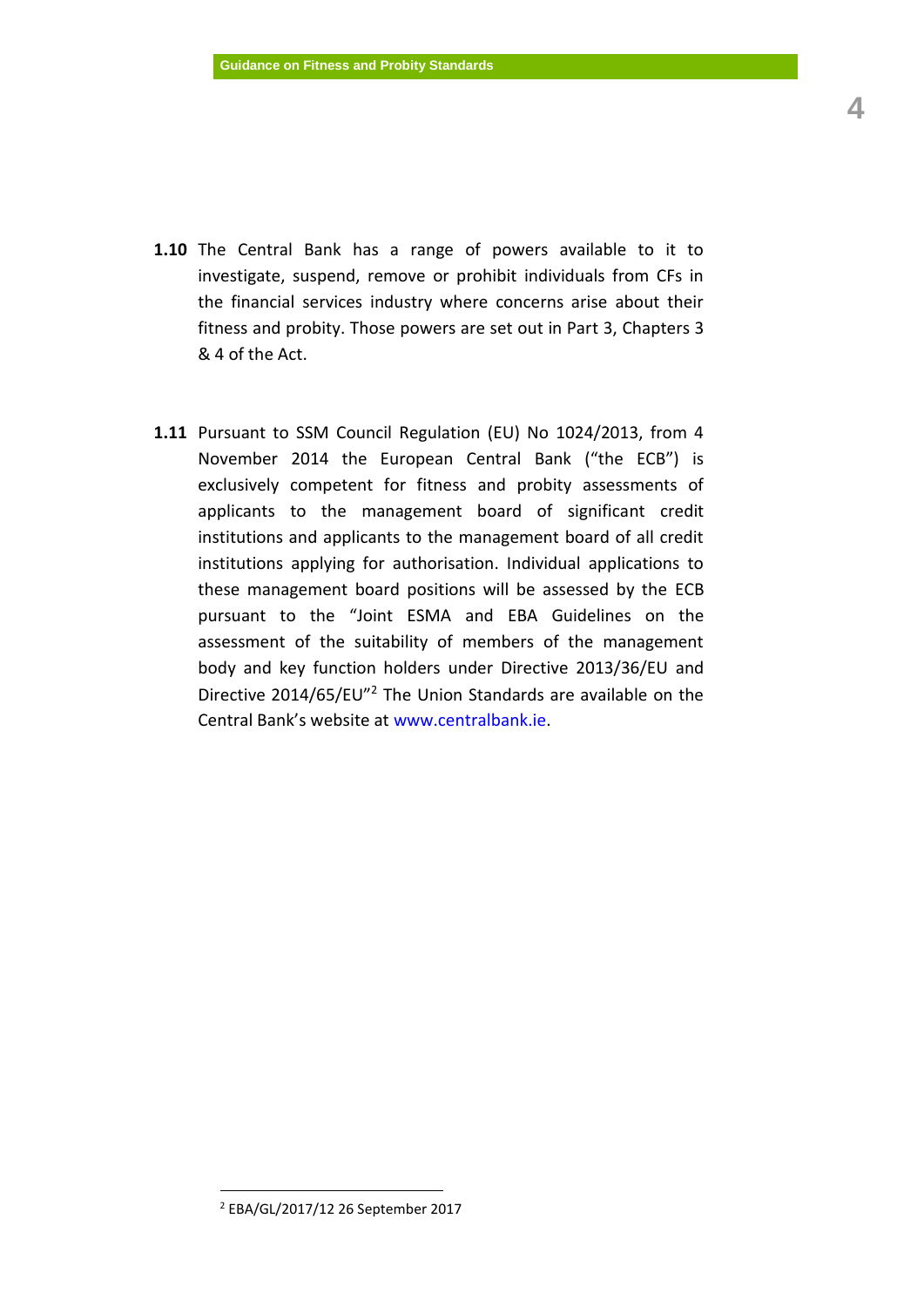**1.10** The Central Bank has a range of powers available to it to investigate, suspend, remove or prohibit individuals from CFs in the financial services industry where concerns arise about their fitness and probity. Those powers are set out in Part 3, Chapters 3 & 4 of the Act.

**1.11** Pursuant to SSM Council Regulation (EU) No 1024/2013, from 4 November 2014 the European Central Bank ("the ECB") is exclusively competent for fitness and probity assessments of applicants to the management board of significant credit institutions and applicants to the management board of all credit institutions applying for authorisation. Individual applications to these management board positions will be assessed by the ECB pursuant to the "Joint ESMA and EBA Guidelines on the assessment of the suitability of members of the management body and key function holders under Directive 2013/36/EU and Directive 2014/65/EU"[2] The Union Standards are available on the Central Bank's website at www.centralbank.ie.

---

[2] EBA/GL/2017/12 26 September 2017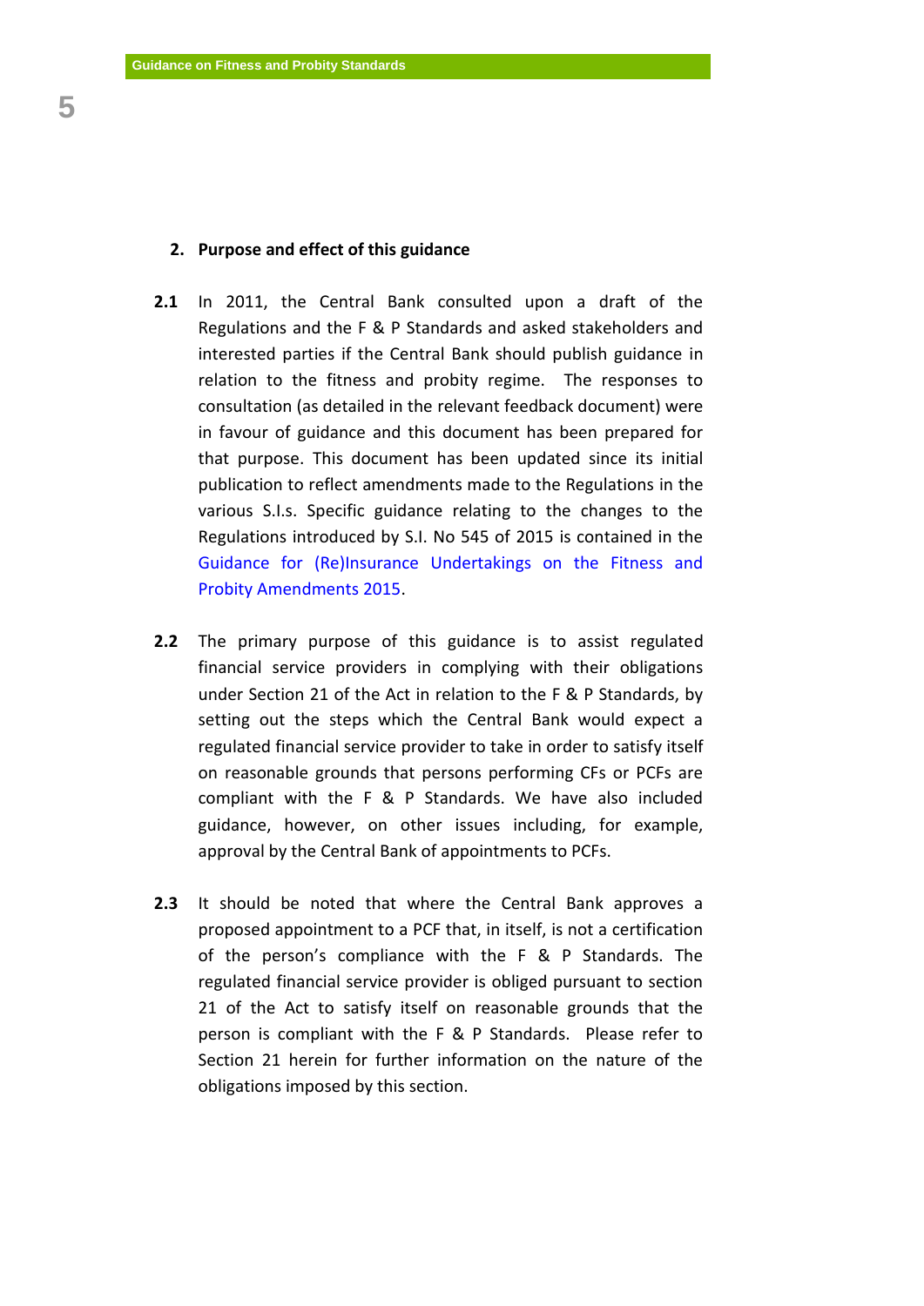## 2. Purpose and effect of this guidance

**2.1** In 2011, the Central Bank consulted upon a draft of the Regulations and the F & P Standards and asked stakeholders and interested parties if the Central Bank should publish guidance in relation to the fitness and probity regime. The responses to consultation (as detailed in the relevant feedback document) were in favour of guidance and this document has been prepared for that purpose. This document has been updated since its initial publication to reflect amendments made to the Regulations in the various S.I.s. Specific guidance relating to the changes to the Regulations introduced by S.I. No 545 of 2015 is contained in the Guidance for (Re)Insurance Undertakings on the Fitness and Probity Amendments 2015.

**2.2** The primary purpose of this guidance is to assist regulated financial service providers in complying with their obligations under Section 21 of the Act in relation to the F & P Standards, by setting out the steps which the Central Bank would expect a regulated financial service provider to take in order to satisfy itself on reasonable grounds that persons performing CFs or PCFs are compliant with the F & P Standards. We have also included guidance, however, on other issues including, for example, approval by the Central Bank of appointments to PCFs.

**2.3** It should be noted that where the Central Bank approves a proposed appointment to a PCF that, in itself, is not a certification of the person's compliance with the F & P Standards. The regulated financial service provider is obliged pursuant to section 21 of the Act to satisfy itself on reasonable grounds that the person is compliant with the F & P Standards. Please refer to Section 21 herein for further information on the nature of the obligations imposed by this section.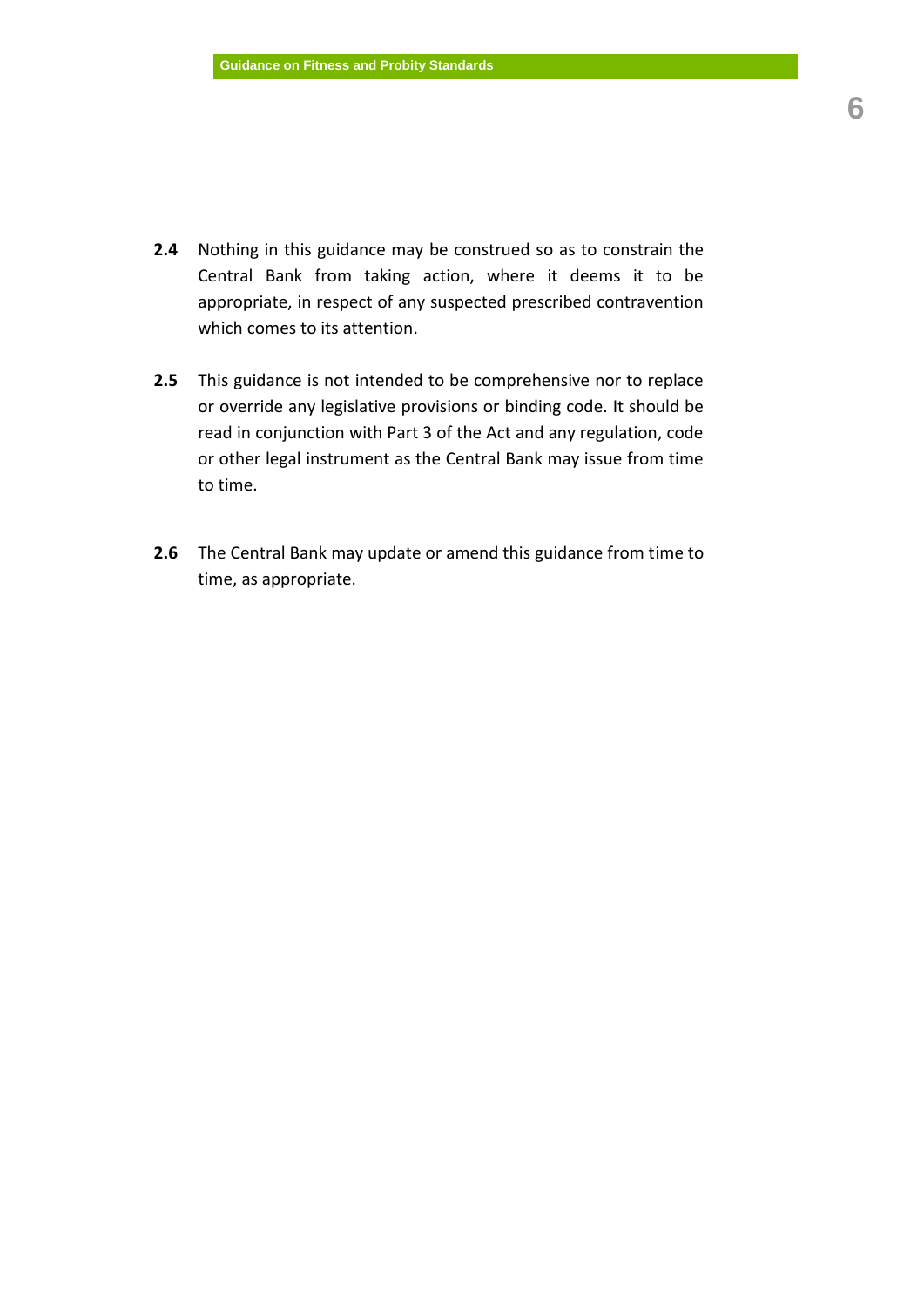**2.4** Nothing in this guidance may be construed so as to constrain the Central Bank from taking action, where it deems it to be appropriate, in respect of any suspected prescribed contravention which comes to its attention.

**2.5** This guidance is not intended to be comprehensive nor to replace or override any legislative provisions or binding code. It should be read in conjunction with Part 3 of the Act and any regulation, code or other legal instrument as the Central Bank may issue from time to time.

**2.6** The Central Bank may update or amend this guidance from time to time, as appropriate.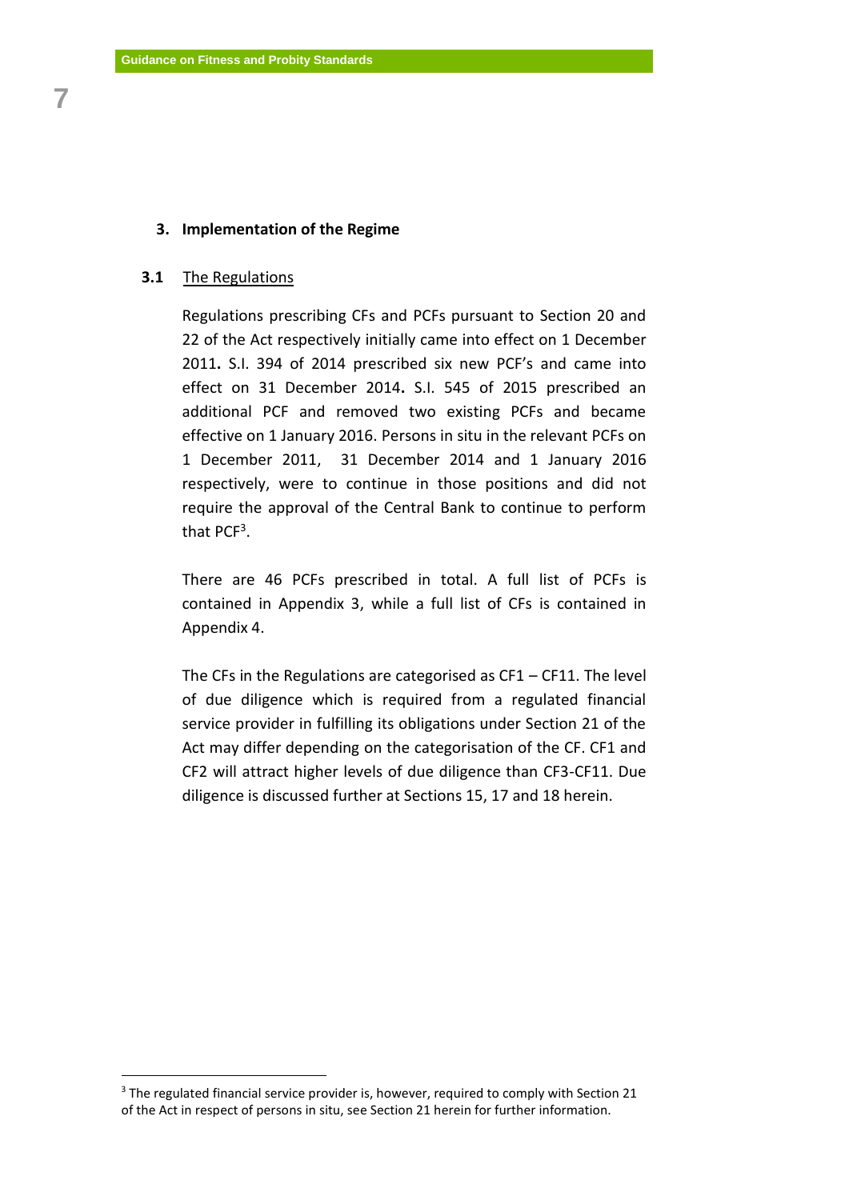## 3. Implementation of the Regime

### 3.1 The Regulations

Regulations prescribing CFs and PCFs pursuant to Section 20 and 22 of the Act respectively initially came into effect on 1 December 2011**.** S.I. 394 of 2014 prescribed six new PCF's and came into effect on 31 December 2014**.** S.I. 545 of 2015 prescribed an additional PCF and removed two existing PCFs and became effective on 1 January 2016. Persons in situ in the relevant PCFs on 1 December 2011, 31 December 2014 and 1 January 2016 respectively, were to continue in those positions and did not require the approval of the Central Bank to continue to perform that PCF[3].

There are 46 PCFs prescribed in total. A full list of PCFs is contained in Appendix 3, while a full list of CFs is contained in Appendix 4.

The CFs in the Regulations are categorised as CF1 – CF11. The level of due diligence which is required from a regulated financial service provider in fulfilling its obligations under Section 21 of the Act may differ depending on the categorisation of the CF. CF1 and CF2 will attract higher levels of due diligence than CF3-CF11. Due diligence is discussed further at Sections 15, 17 and 18 herein.

[3] The regulated financial service provider is, however, required to comply with Section 21 of the Act in respect of persons in situ, see Section 21 herein for further information.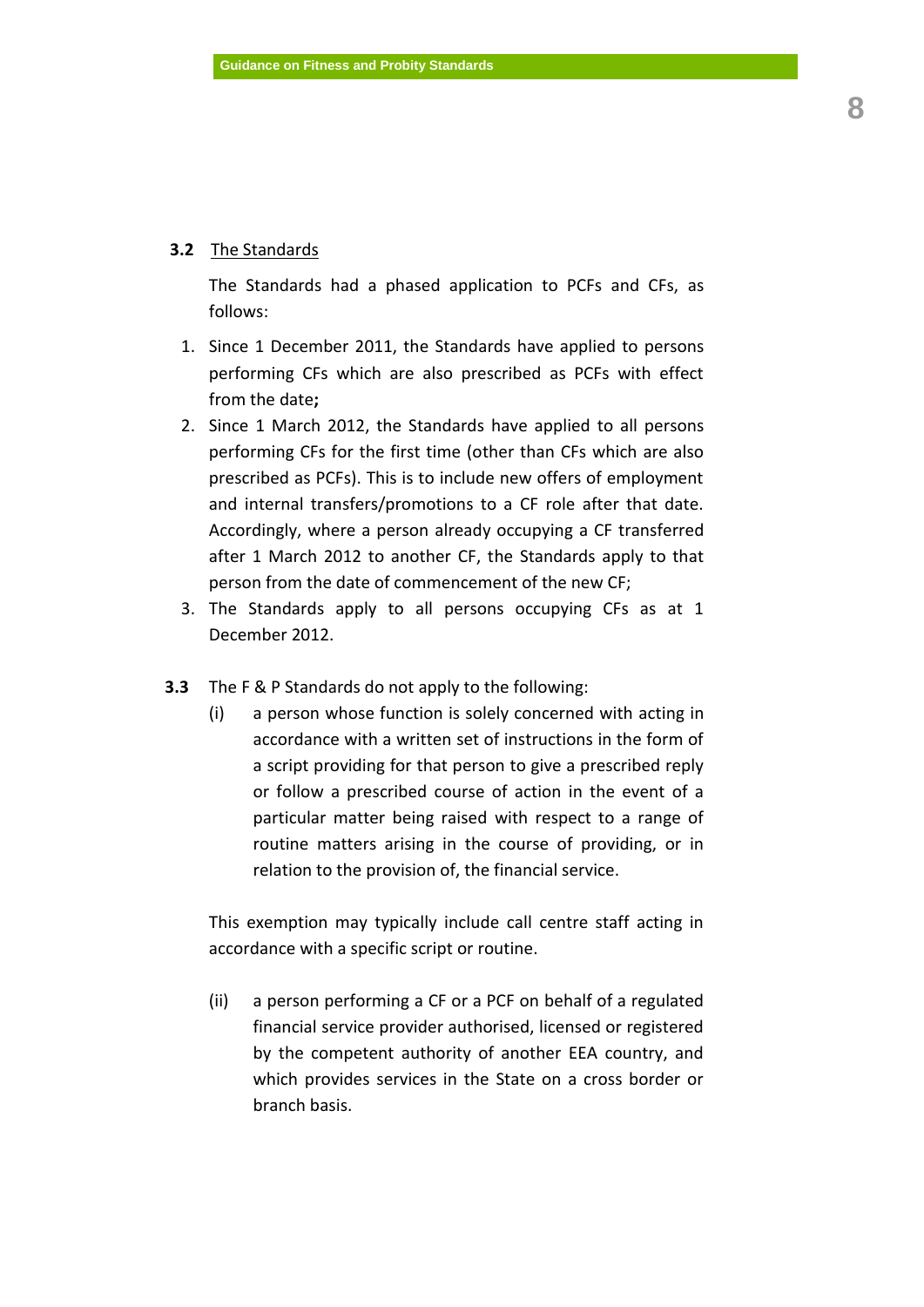**3.2** <u>The Standards</u>

The Standards had a phased application to PCFs and CFs, as follows:

1. Since 1 December 2011, the Standards have applied to persons performing CFs which are also prescribed as PCFs with effect from the date**;**
2. Since 1 March 2012, the Standards have applied to all persons performing CFs for the first time (other than CFs which are also prescribed as PCFs). This is to include new offers of employment and internal transfers/promotions to a CF role after that date. Accordingly, where a person already occupying a CF transferred after 1 March 2012 to another CF, the Standards apply to that person from the date of commencement of the new CF;
3. The Standards apply to all persons occupying CFs as at 1 December 2012.

**3.3** The F & P Standards do not apply to the following:

(i) a person whose function is solely concerned with acting in accordance with a written set of instructions in the form of a script providing for that person to give a prescribed reply or follow a prescribed course of action in the event of a particular matter being raised with respect to a range of routine matters arising in the course of providing, or in relation to the provision of, the financial service.

This exemption may typically include call centre staff acting in accordance with a specific script or routine.

(ii) a person performing a CF or a PCF on behalf of a regulated financial service provider authorised, licensed or registered by the competent authority of another EEA country, and which provides services in the State on a cross border or branch basis.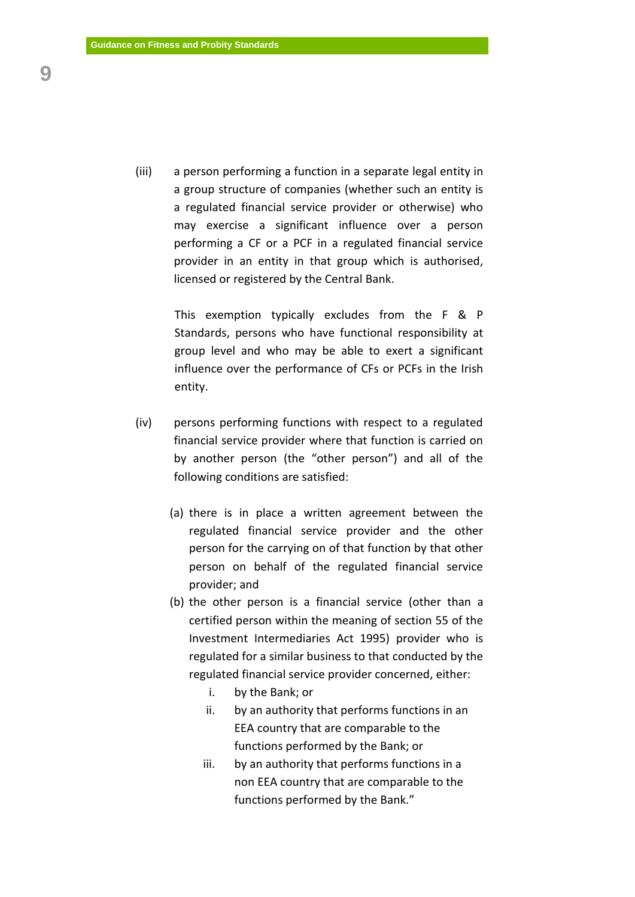(iii) a person performing a function in a separate legal entity in a group structure of companies (whether such an entity is a regulated financial service provider or otherwise) who may exercise a significant influence over a person performing a CF or a PCF in a regulated financial service provider in an entity in that group which is authorised, licensed or registered by the Central Bank.

This exemption typically excludes from the F & P Standards, persons who have functional responsibility at group level and who may be able to exert a significant influence over the performance of CFs or PCFs in the Irish entity.

(iv) persons performing functions with respect to a regulated financial service provider where that function is carried on by another person (the "other person") and all of the following conditions are satisfied:

(a) there is in place a written agreement between the regulated financial service provider and the other person for the carrying on of that function by that other person on behalf of the regulated financial service provider; and

(b) the other person is a financial service (other than a certified person within the meaning of section 55 of the Investment Intermediaries Act 1995) provider who is regulated for a similar business to that conducted by the regulated financial service provider concerned, either:

i. by the Bank; or
ii. by an authority that performs functions in an EEA country that are comparable to the functions performed by the Bank; or
iii. by an authority that performs functions in a non EEA country that are comparable to the functions performed by the Bank."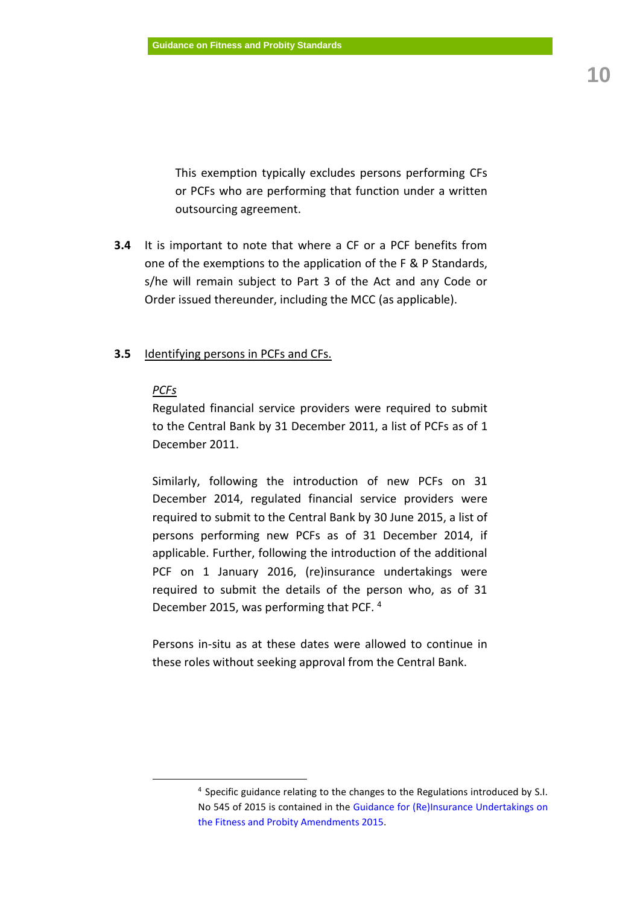This exemption typically excludes persons performing CFs or PCFs who are performing that function under a written outsourcing agreement.

**3.4** It is important to note that where a CF or a PCF benefits from one of the exemptions to the application of the F & P Standards, s/he will remain subject to Part 3 of the Act and any Code or Order issued thereunder, including the MCC (as applicable).

**3.5** Identifying persons in PCFs and CFs.

*PCFs*

Regulated financial service providers were required to submit to the Central Bank by 31 December 2011, a list of PCFs as of 1 December 2011.

Similarly, following the introduction of new PCFs on 31 December 2014, regulated financial service providers were required to submit to the Central Bank by 30 June 2015, a list of persons performing new PCFs as of 31 December 2014, if applicable. Further, following the introduction of the additional PCF on 1 January 2016, (re)insurance undertakings were required to submit the details of the person who, as of 31 December 2015, was performing that PCF. [4]

Persons in-situ as at these dates were allowed to continue in these roles without seeking approval from the Central Bank.

---

[4] Specific guidance relating to the changes to the Regulations introduced by S.I. No 545 of 2015 is contained in the Guidance for (Re)Insurance Undertakings on the Fitness and Probity Amendments 2015.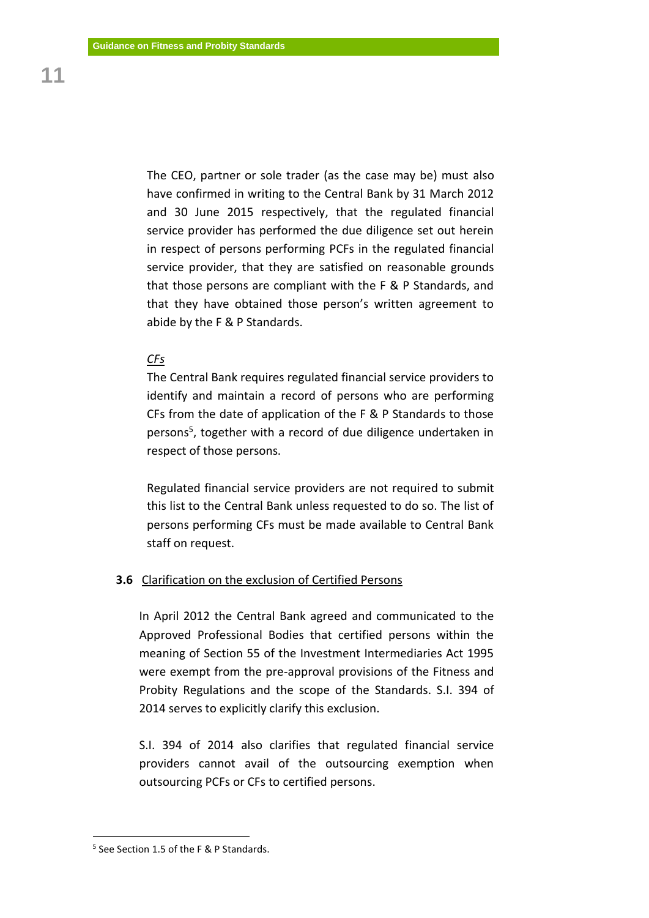The CEO, partner or sole trader (as the case may be) must also have confirmed in writing to the Central Bank by 31 March 2012 and 30 June 2015 respectively, that the regulated financial service provider has performed the due diligence set out herein in respect of persons performing PCFs in the regulated financial service provider, that they are satisfied on reasonable grounds that those persons are compliant with the F & P Standards, and that they have obtained those person's written agreement to abide by the F & P Standards.

*CFs*

The Central Bank requires regulated financial service providers to identify and maintain a record of persons who are performing CFs from the date of application of the F & P Standards to those persons[5], together with a record of due diligence undertaken in respect of those persons.

Regulated financial service providers are not required to submit this list to the Central Bank unless requested to do so. The list of persons performing CFs must be made available to Central Bank staff on request.

### 3.6 Clarification on the exclusion of Certified Persons

In April 2012 the Central Bank agreed and communicated to the Approved Professional Bodies that certified persons within the meaning of Section 55 of the Investment Intermediaries Act 1995 were exempt from the pre-approval provisions of the Fitness and Probity Regulations and the scope of the Standards. S.I. 394 of 2014 serves to explicitly clarify this exclusion.

S.I. 394 of 2014 also clarifies that regulated financial service providers cannot avail of the outsourcing exemption when outsourcing PCFs or CFs to certified persons.

[5] See Section 1.5 of the F & P Standards.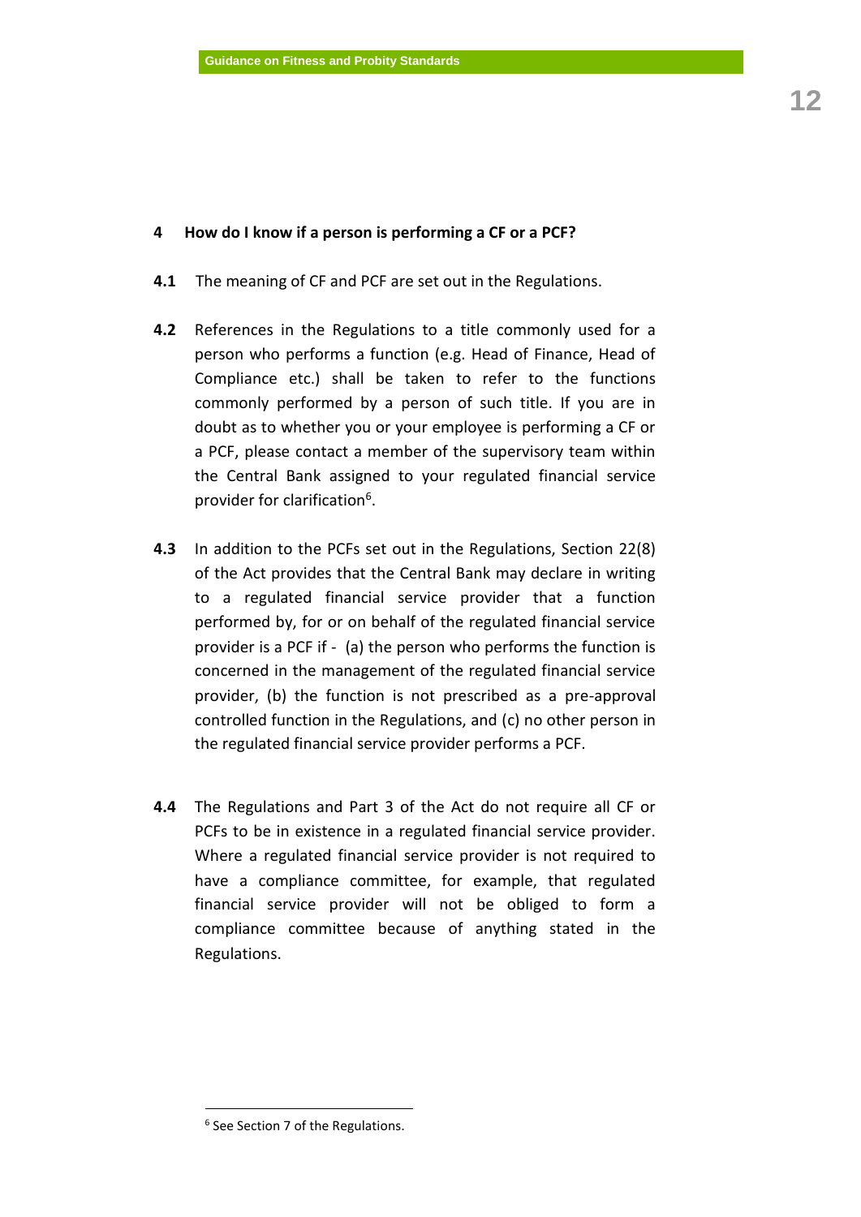## 4 How do I know if a person is performing a CF or a PCF?

**4.1** The meaning of CF and PCF are set out in the Regulations.

**4.2** References in the Regulations to a title commonly used for a person who performs a function (e.g. Head of Finance, Head of Compliance etc.) shall be taken to refer to the functions commonly performed by a person of such title. If you are in doubt as to whether you or your employee is performing a CF or a PCF, please contact a member of the supervisory team within the Central Bank assigned to your regulated financial service provider for clarification[6].

**4.3** In addition to the PCFs set out in the Regulations, Section 22(8) of the Act provides that the Central Bank may declare in writing to a regulated financial service provider that a function performed by, for or on behalf of the regulated financial service provider is a PCF if - (a) the person who performs the function is concerned in the management of the regulated financial service provider, (b) the function is not prescribed as a pre-approval controlled function in the Regulations, and (c) no other person in the regulated financial service provider performs a PCF.

**4.4** The Regulations and Part 3 of the Act do not require all CF or PCFs to be in existence in a regulated financial service provider. Where a regulated financial service provider is not required to have a compliance committee, for example, that regulated financial service provider will not be obliged to form a compliance committee because of anything stated in the Regulations.

---

[6] See Section 7 of the Regulations.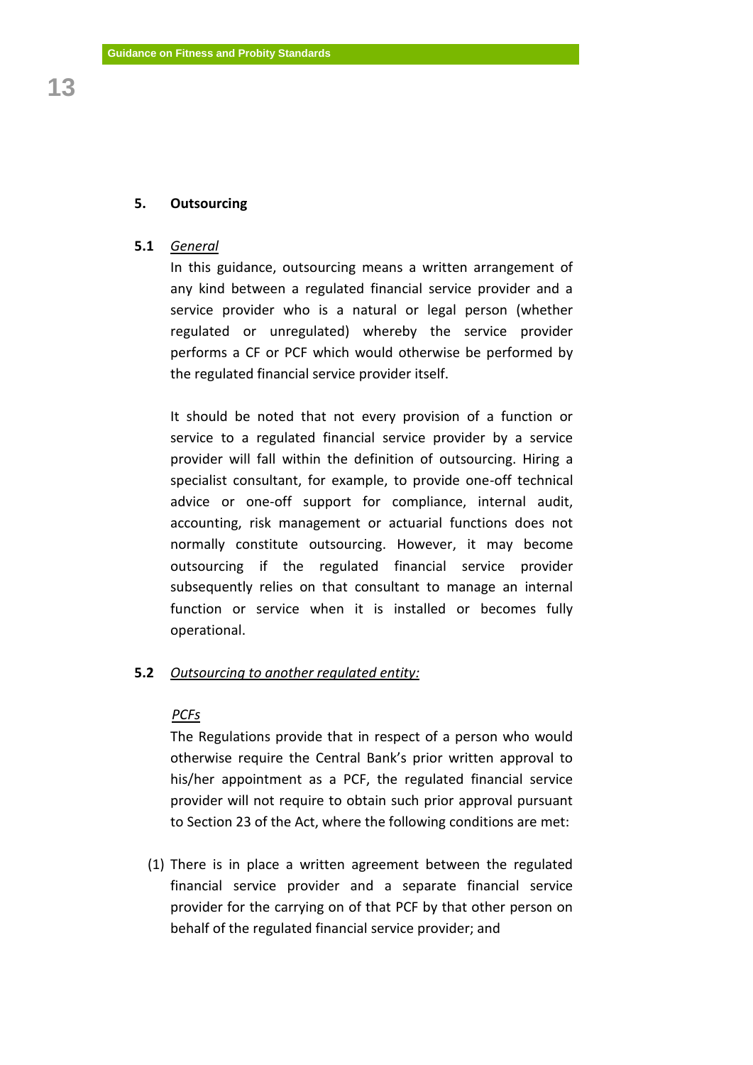## 5. Outsourcing

### 5.1 *General*

In this guidance, outsourcing means a written arrangement of any kind between a regulated financial service provider and a service provider who is a natural or legal person (whether regulated or unregulated) whereby the service provider performs a CF or PCF which would otherwise be performed by the regulated financial service provider itself.

It should be noted that not every provision of a function or service to a regulated financial service provider by a service provider will fall within the definition of outsourcing. Hiring a specialist consultant, for example, to provide one-off technical advice or one-off support for compliance, internal audit, accounting, risk management or actuarial functions does not normally constitute outsourcing. However, it may become outsourcing if the regulated financial service provider subsequently relies on that consultant to manage an internal function or service when it is installed or becomes fully operational.

### 5.2 *Outsourcing to another regulated entity:*

*PCFs*

The Regulations provide that in respect of a person who would otherwise require the Central Bank's prior written approval to his/her appointment as a PCF, the regulated financial service provider will not require to obtain such prior approval pursuant to Section 23 of the Act, where the following conditions are met:

(1) There is in place a written agreement between the regulated financial service provider and a separate financial service provider for the carrying on of that PCF by that other person on behalf of the regulated financial service provider; and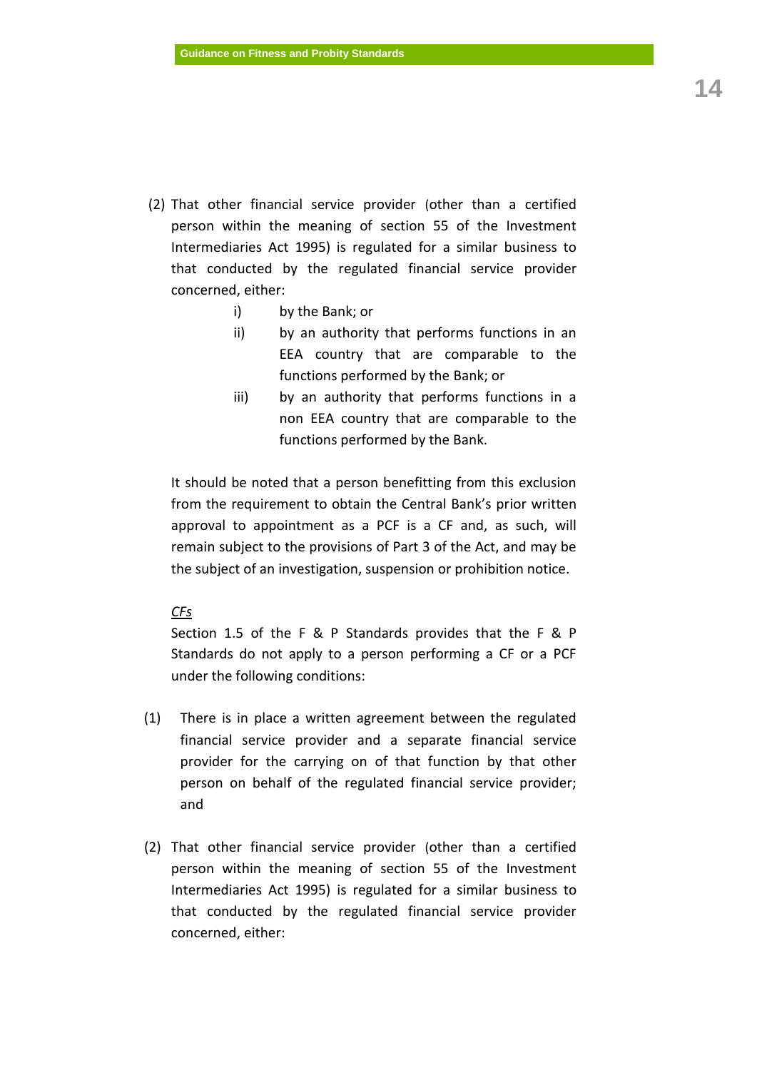(2) That other financial service provider (other than a certified person within the meaning of section 55 of the Investment Intermediaries Act 1995) is regulated for a similar business to that conducted by the regulated financial service provider concerned, either:

   i) by the Bank; or
   ii) by an authority that performs functions in an EEA country that are comparable to the functions performed by the Bank; or
   iii) by an authority that performs functions in a non EEA country that are comparable to the functions performed by the Bank.

It should be noted that a person benefitting from this exclusion from the requirement to obtain the Central Bank's prior written approval to appointment as a PCF is a CF and, as such, will remain subject to the provisions of Part 3 of the Act, and may be the subject of an investigation, suspension or prohibition notice.

*CFs*

Section 1.5 of the F & P Standards provides that the F & P Standards do not apply to a person performing a CF or a PCF under the following conditions:

(1) There is in place a written agreement between the regulated financial service provider and a separate financial service provider for the carrying on of that function by that other person on behalf of the regulated financial service provider; and

(2) That other financial service provider (other than a certified person within the meaning of section 55 of the Investment Intermediaries Act 1995) is regulated for a similar business to that conducted by the regulated financial service provider concerned, either: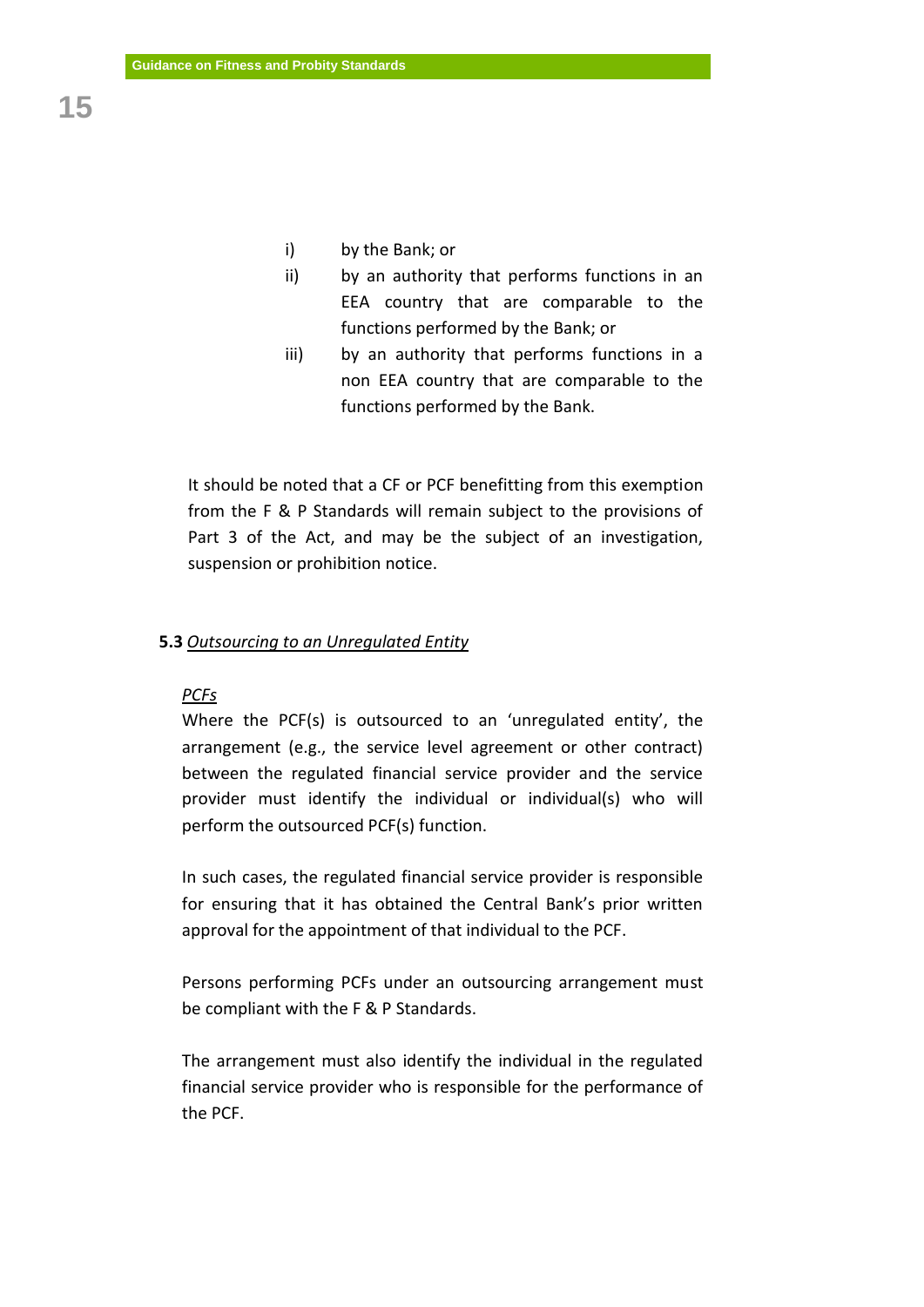i) by the Bank; or

ii) by an authority that performs functions in an EEA country that are comparable to the functions performed by the Bank; or

iii) by an authority that performs functions in a non EEA country that are comparable to the functions performed by the Bank.

It should be noted that a CF or PCF benefitting from this exemption from the F & P Standards will remain subject to the provisions of Part 3 of the Act, and may be the subject of an investigation, suspension or prohibition notice.

**5.3** *Outsourcing to an Unregulated Entity*

*PCFs*

Where the PCF(s) is outsourced to an 'unregulated entity', the arrangement (e.g., the service level agreement or other contract) between the regulated financial service provider and the service provider must identify the individual or individual(s) who will perform the outsourced PCF(s) function.

In such cases, the regulated financial service provider is responsible for ensuring that it has obtained the Central Bank's prior written approval for the appointment of that individual to the PCF.

Persons performing PCFs under an outsourcing arrangement must be compliant with the F & P Standards.

The arrangement must also identify the individual in the regulated financial service provider who is responsible for the performance of the PCF.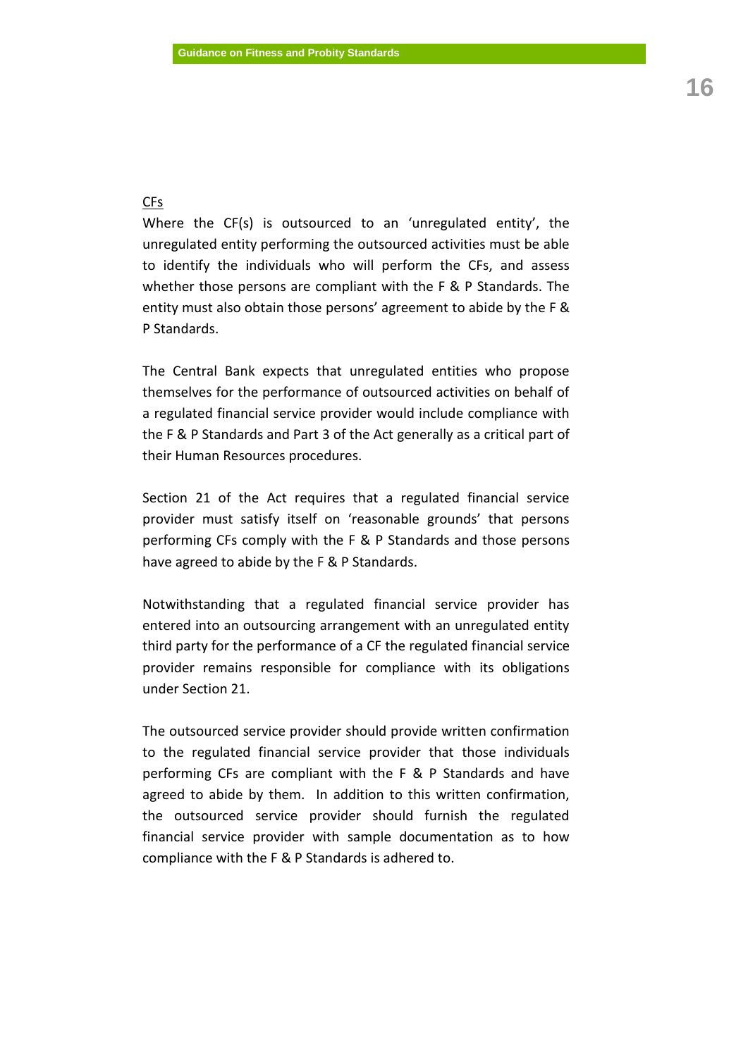<u>CFs</u>

Where the CF(s) is outsourced to an 'unregulated entity', the unregulated entity performing the outsourced activities must be able to identify the individuals who will perform the CFs, and assess whether those persons are compliant with the F & P Standards. The entity must also obtain those persons' agreement to abide by the F & P Standards.

The Central Bank expects that unregulated entities who propose themselves for the performance of outsourced activities on behalf of a regulated financial service provider would include compliance with the F & P Standards and Part 3 of the Act generally as a critical part of their Human Resources procedures.

Section 21 of the Act requires that a regulated financial service provider must satisfy itself on 'reasonable grounds' that persons performing CFs comply with the F & P Standards and those persons have agreed to abide by the F & P Standards.

Notwithstanding that a regulated financial service provider has entered into an outsourcing arrangement with an unregulated entity third party for the performance of a CF the regulated financial service provider remains responsible for compliance with its obligations under Section 21.

The outsourced service provider should provide written confirmation to the regulated financial service provider that those individuals performing CFs are compliant with the F & P Standards and have agreed to abide by them. In addition to this written confirmation, the outsourced service provider should furnish the regulated financial service provider with sample documentation as to how compliance with the F & P Standards is adhered to.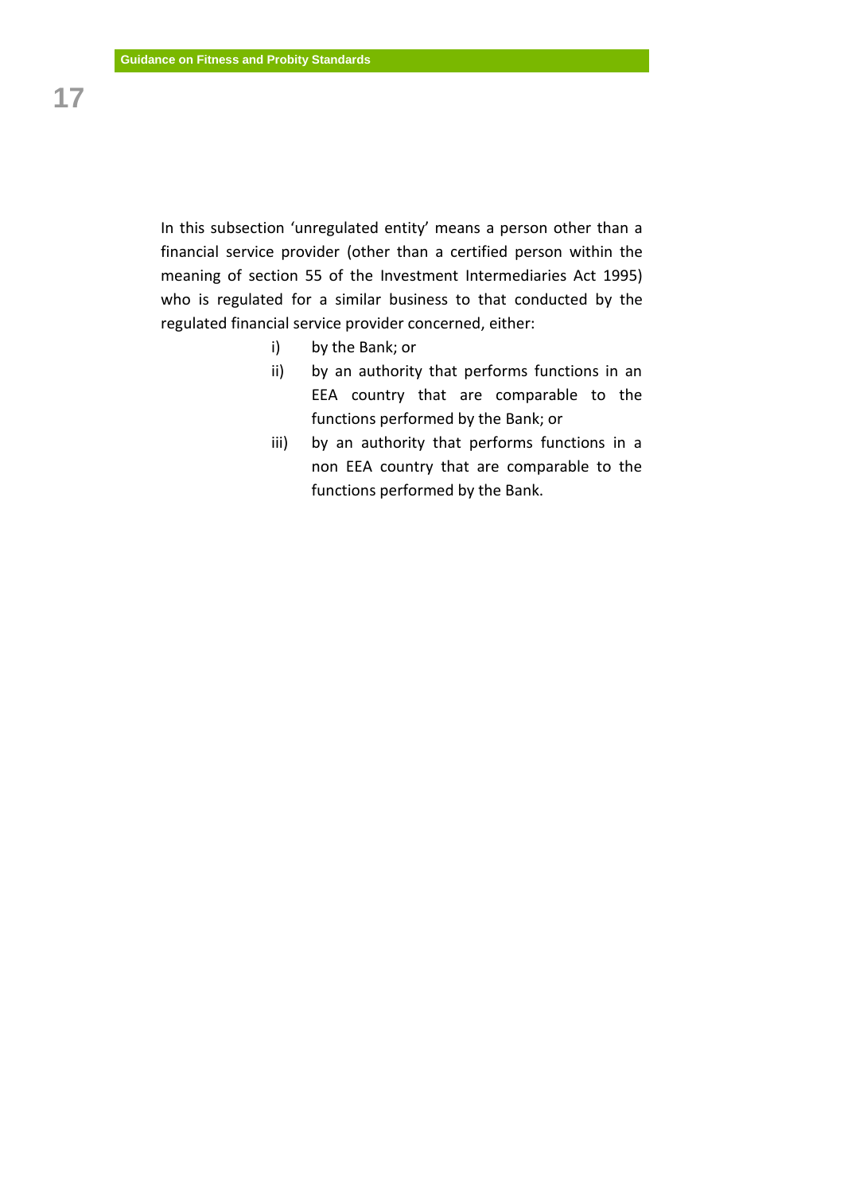In this subsection 'unregulated entity' means a person other than a financial service provider (other than a certified person within the meaning of section 55 of the Investment Intermediaries Act 1995) who is regulated for a similar business to that conducted by the regulated financial service provider concerned, either:

- i) by the Bank; or
- ii) by an authority that performs functions in an EEA country that are comparable to the functions performed by the Bank; or
- iii) by an authority that performs functions in a non EEA country that are comparable to the functions performed by the Bank.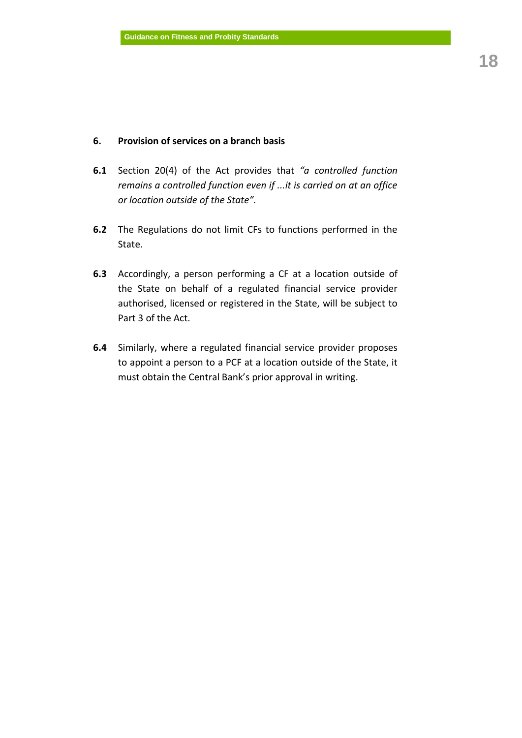## 6. Provision of services on a branch basis

**6.1** Section 20(4) of the Act provides that *"a controlled function remains a controlled function even if ...it is carried on at an office or location outside of the State".*

**6.2** The Regulations do not limit CFs to functions performed in the State.

**6.3** Accordingly, a person performing a CF at a location outside of the State on behalf of a regulated financial service provider authorised, licensed or registered in the State, will be subject to Part 3 of the Act.

**6.4** Similarly, where a regulated financial service provider proposes to appoint a person to a PCF at a location outside of the State, it must obtain the Central Bank's prior approval in writing.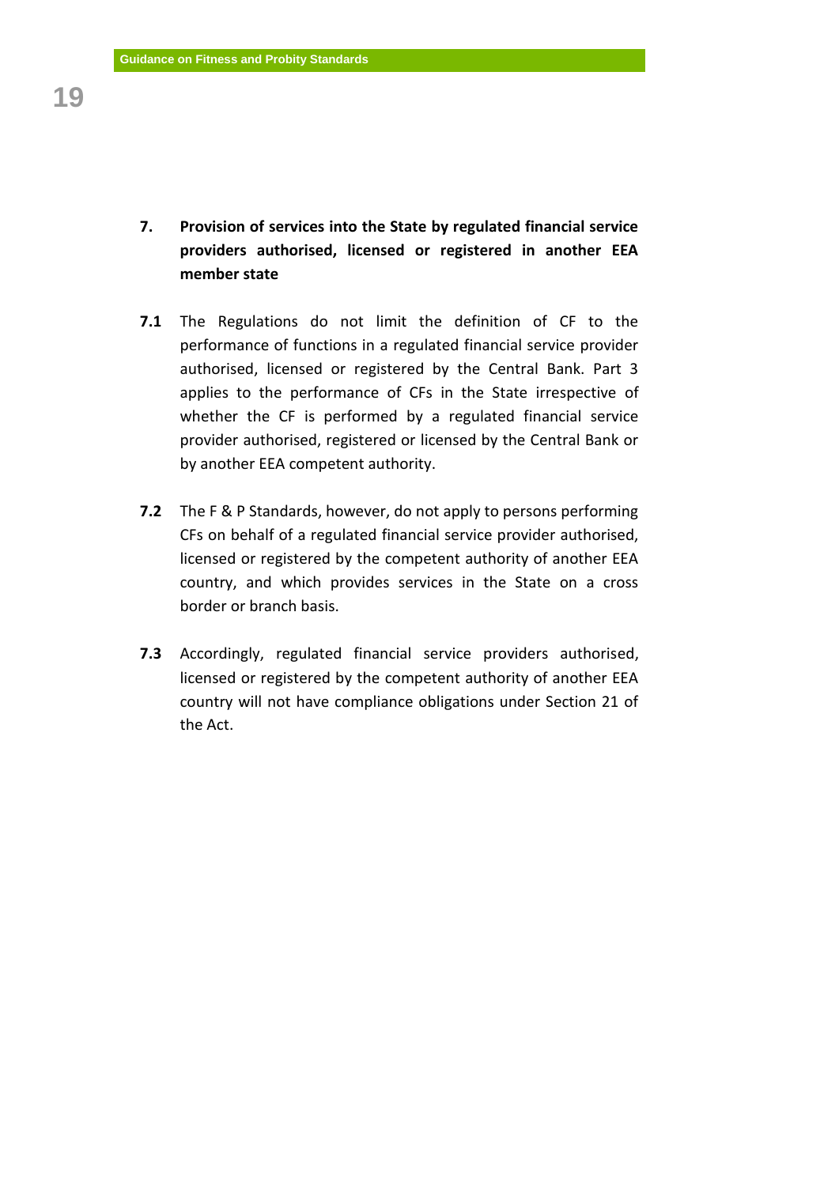## 7. Provision of services into the State by regulated financial service providers authorised, licensed or registered in another EEA member state

**7.1** The Regulations do not limit the definition of CF to the performance of functions in a regulated financial service provider authorised, licensed or registered by the Central Bank. Part 3 applies to the performance of CFs in the State irrespective of whether the CF is performed by a regulated financial service provider authorised, registered or licensed by the Central Bank or by another EEA competent authority.

**7.2** The F & P Standards, however, do not apply to persons performing CFs on behalf of a regulated financial service provider authorised, licensed or registered by the competent authority of another EEA country, and which provides services in the State on a cross border or branch basis.

**7.3** Accordingly, regulated financial service providers authorised, licensed or registered by the competent authority of another EEA country will not have compliance obligations under Section 21 of the Act.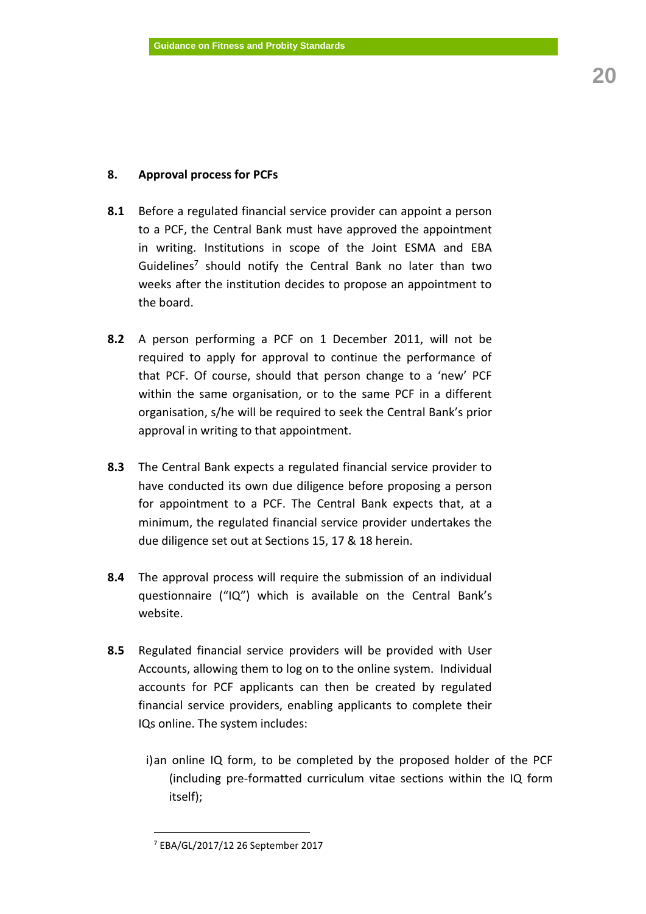## 8. Approval process for PCFs

**8.1** Before a regulated financial service provider can appoint a person to a PCF, the Central Bank must have approved the appointment in writing. Institutions in scope of the Joint ESMA and EBA Guidelines[7] should notify the Central Bank no later than two weeks after the institution decides to propose an appointment to the board.

**8.2** A person performing a PCF on 1 December 2011, will not be required to apply for approval to continue the performance of that PCF. Of course, should that person change to a 'new' PCF within the same organisation, or to the same PCF in a different organisation, s/he will be required to seek the Central Bank's prior approval in writing to that appointment.

**8.3** The Central Bank expects a regulated financial service provider to have conducted its own due diligence before proposing a person for appointment to a PCF. The Central Bank expects that, at a minimum, the regulated financial service provider undertakes the due diligence set out at Sections 15, 17 & 18 herein.

**8.4** The approval process will require the submission of an individual questionnaire ("IQ") which is available on the Central Bank's website.

**8.5** Regulated financial service providers will be provided with User Accounts, allowing them to log on to the online system. Individual accounts for PCF applicants can then be created by regulated financial service providers, enabling applicants to complete their IQs online. The system includes:

i) an online IQ form, to be completed by the proposed holder of the PCF (including pre-formatted curriculum vitae sections within the IQ form itself);

[7] EBA/GL/2017/12 26 September 2017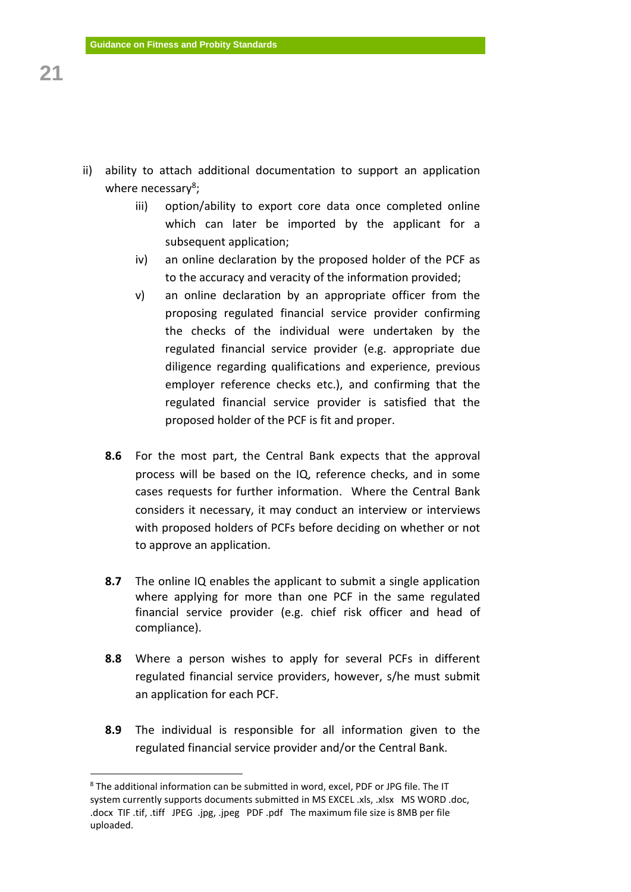ii) ability to attach additional documentation to support an application where necessary[8];

iii) option/ability to export core data once completed online which can later be imported by the applicant for a subsequent application;

iv) an online declaration by the proposed holder of the PCF as to the accuracy and veracity of the information provided;

v) an online declaration by an appropriate officer from the proposing regulated financial service provider confirming the checks of the individual were undertaken by the regulated financial service provider (e.g. appropriate due diligence regarding qualifications and experience, previous employer reference checks etc.), and confirming that the regulated financial service provider is satisfied that the proposed holder of the PCF is fit and proper.

**8.6** For the most part, the Central Bank expects that the approval process will be based on the IQ, reference checks, and in some cases requests for further information. Where the Central Bank considers it necessary, it may conduct an interview or interviews with proposed holders of PCFs before deciding on whether or not to approve an application.

**8.7** The online IQ enables the applicant to submit a single application where applying for more than one PCF in the same regulated financial service provider (e.g. chief risk officer and head of compliance).

**8.8** Where a person wishes to apply for several PCFs in different regulated financial service providers, however, s/he must submit an application for each PCF.

**8.9** The individual is responsible for all information given to the regulated financial service provider and/or the Central Bank.

---

[8] The additional information can be submitted in word, excel, PDF or JPG file. The IT system currently supports documents submitted in MS EXCEL .xls, .xlsx MS WORD .doc, .docx TIF .tif, .tiff JPEG .jpg, .jpeg PDF .pdf The maximum file size is 8MB per file uploaded.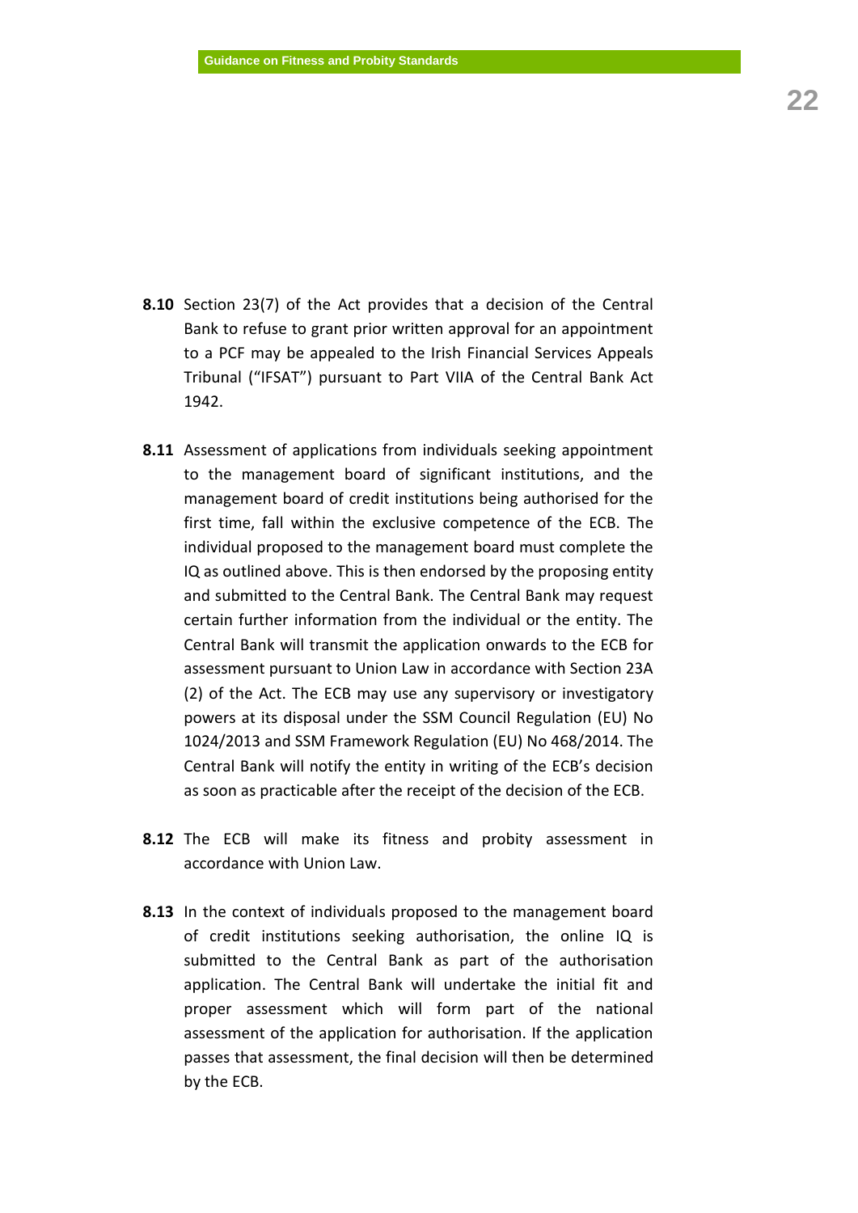**8.10** Section 23(7) of the Act provides that a decision of the Central Bank to refuse to grant prior written approval for an appointment to a PCF may be appealed to the Irish Financial Services Appeals Tribunal ("IFSAT") pursuant to Part VIIA of the Central Bank Act 1942.

**8.11** Assessment of applications from individuals seeking appointment to the management board of significant institutions, and the management board of credit institutions being authorised for the first time, fall within the exclusive competence of the ECB. The individual proposed to the management board must complete the IQ as outlined above. This is then endorsed by the proposing entity and submitted to the Central Bank. The Central Bank may request certain further information from the individual or the entity. The Central Bank will transmit the application onwards to the ECB for assessment pursuant to Union Law in accordance with Section 23A (2) of the Act. The ECB may use any supervisory or investigatory powers at its disposal under the SSM Council Regulation (EU) No 1024/2013 and SSM Framework Regulation (EU) No 468/2014. The Central Bank will notify the entity in writing of the ECB's decision as soon as practicable after the receipt of the decision of the ECB.

**8.12** The ECB will make its fitness and probity assessment in accordance with Union Law.

**8.13** In the context of individuals proposed to the management board of credit institutions seeking authorisation, the online IQ is submitted to the Central Bank as part of the authorisation application. The Central Bank will undertake the initial fit and proper assessment which will form part of the national assessment of the application for authorisation. If the application passes that assessment, the final decision will then be determined by the ECB.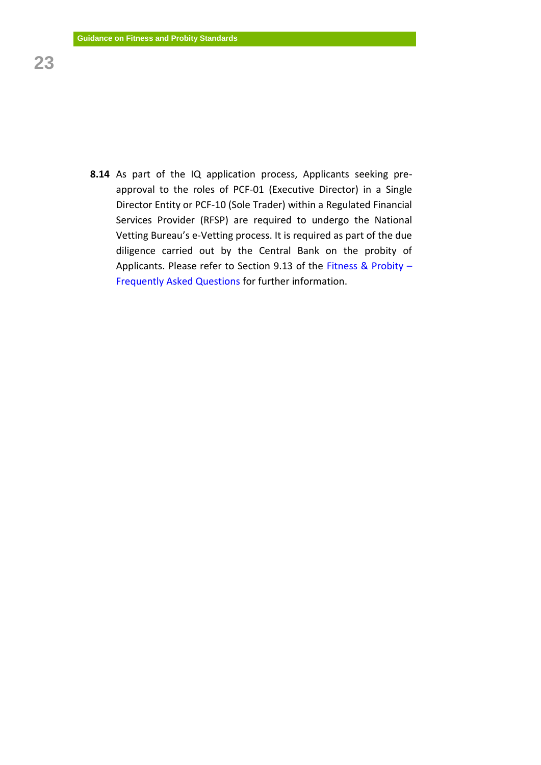**8.14** As part of the IQ application process, Applicants seeking pre-approval to the roles of PCF-01 (Executive Director) in a Single Director Entity or PCF-10 (Sole Trader) within a Regulated Financial Services Provider (RFSP) are required to undergo the National Vetting Bureau's e-Vetting process. It is required as part of the due diligence carried out by the Central Bank on the probity of Applicants. Please refer to Section 9.13 of the Fitness & Probity – Frequently Asked Questions for further information.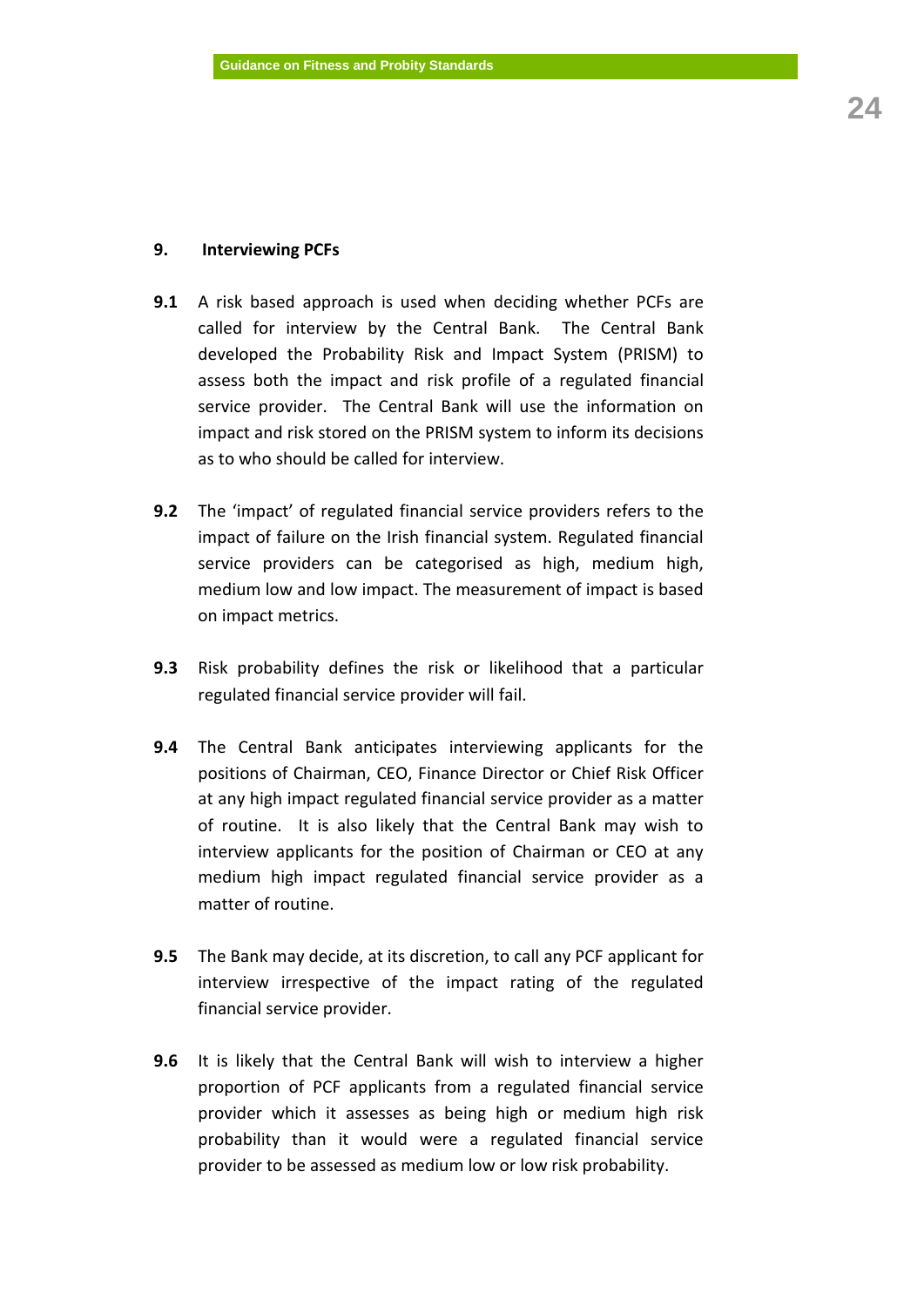## 9. Interviewing PCFs

**9.1** A risk based approach is used when deciding whether PCFs are called for interview by the Central Bank. The Central Bank developed the Probability Risk and Impact System (PRISM) to assess both the impact and risk profile of a regulated financial service provider. The Central Bank will use the information on impact and risk stored on the PRISM system to inform its decisions as to who should be called for interview.

**9.2** The 'impact' of regulated financial service providers refers to the impact of failure on the Irish financial system. Regulated financial service providers can be categorised as high, medium high, medium low and low impact. The measurement of impact is based on impact metrics.

**9.3** Risk probability defines the risk or likelihood that a particular regulated financial service provider will fail.

**9.4** The Central Bank anticipates interviewing applicants for the positions of Chairman, CEO, Finance Director or Chief Risk Officer at any high impact regulated financial service provider as a matter of routine. It is also likely that the Central Bank may wish to interview applicants for the position of Chairman or CEO at any medium high impact regulated financial service provider as a matter of routine.

**9.5** The Bank may decide, at its discretion, to call any PCF applicant for interview irrespective of the impact rating of the regulated financial service provider.

**9.6** It is likely that the Central Bank will wish to interview a higher proportion of PCF applicants from a regulated financial service provider which it assesses as being high or medium high risk probability than it would were a regulated financial service provider to be assessed as medium low or low risk probability.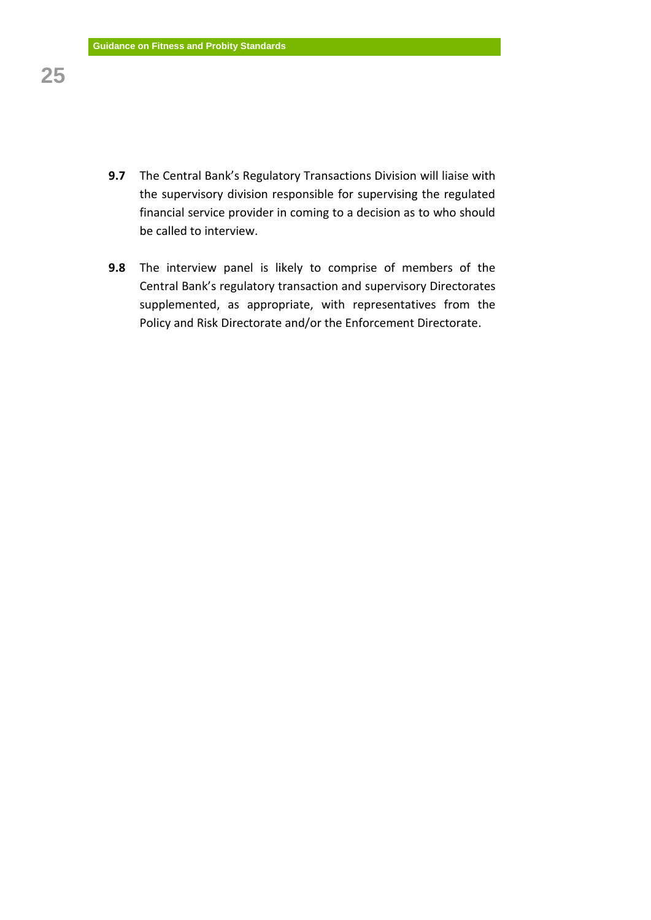**9.7** The Central Bank's Regulatory Transactions Division will liaise with the supervisory division responsible for supervising the regulated financial service provider in coming to a decision as to who should be called to interview.

**9.8** The interview panel is likely to comprise of members of the Central Bank's regulatory transaction and supervisory Directorates supplemented, as appropriate, with representatives from the Policy and Risk Directorate and/or the Enforcement Directorate.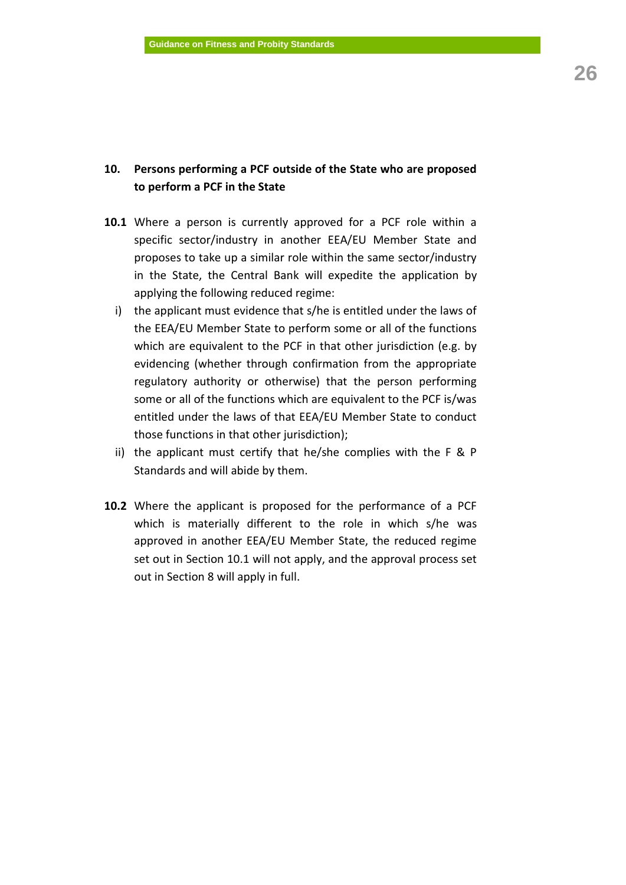## 10. Persons performing a PCF outside of the State who are proposed to perform a PCF in the State

**10.1** Where a person is currently approved for a PCF role within a specific sector/industry in another EEA/EU Member State and proposes to take up a similar role within the same sector/industry in the State, the Central Bank will expedite the application by applying the following reduced regime:

i) the applicant must evidence that s/he is entitled under the laws of the EEA/EU Member State to perform some or all of the functions which are equivalent to the PCF in that other jurisdiction (e.g. by evidencing (whether through confirmation from the appropriate regulatory authority or otherwise) that the person performing some or all of the functions which are equivalent to the PCF is/was entitled under the laws of that EEA/EU Member State to conduct those functions in that other jurisdiction);

ii) the applicant must certify that he/she complies with the F & P Standards and will abide by them.

**10.2** Where the applicant is proposed for the performance of a PCF which is materially different to the role in which s/he was approved in another EEA/EU Member State, the reduced regime set out in Section 10.1 will not apply, and the approval process set out in Section 8 will apply in full.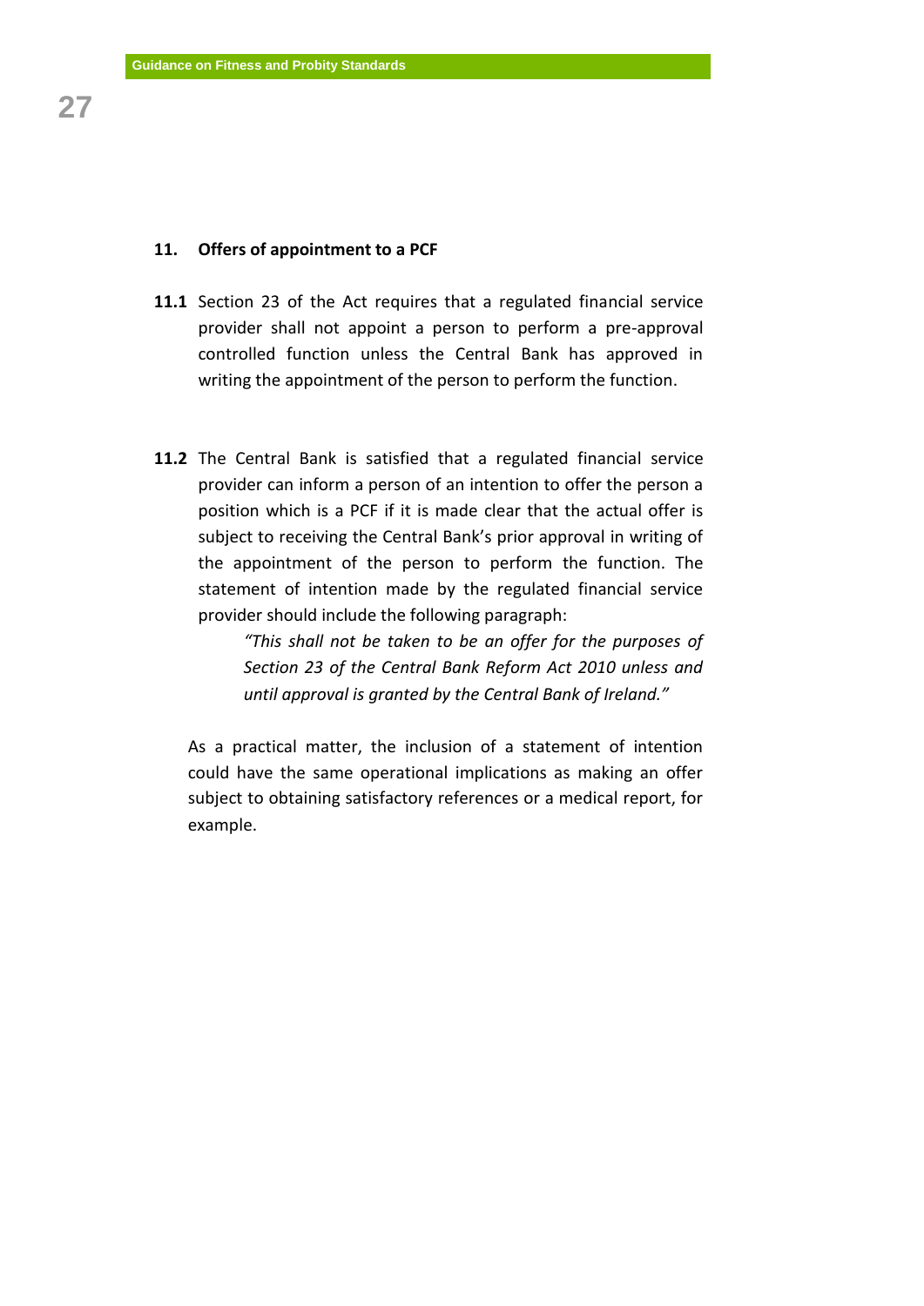## 11. Offers of appointment to a PCF

**11.1** Section 23 of the Act requires that a regulated financial service provider shall not appoint a person to perform a pre-approval controlled function unless the Central Bank has approved in writing the appointment of the person to perform the function.

**11.2** The Central Bank is satisfied that a regulated financial service provider can inform a person of an intention to offer the person a position which is a PCF if it is made clear that the actual offer is subject to receiving the Central Bank's prior approval in writing of the appointment of the person to perform the function. The statement of intention made by the regulated financial service provider should include the following paragraph:

> *"This shall not be taken to be an offer for the purposes of Section 23 of the Central Bank Reform Act 2010 unless and until approval is granted by the Central Bank of Ireland."*

As a practical matter, the inclusion of a statement of intention could have the same operational implications as making an offer subject to obtaining satisfactory references or a medical report, for example.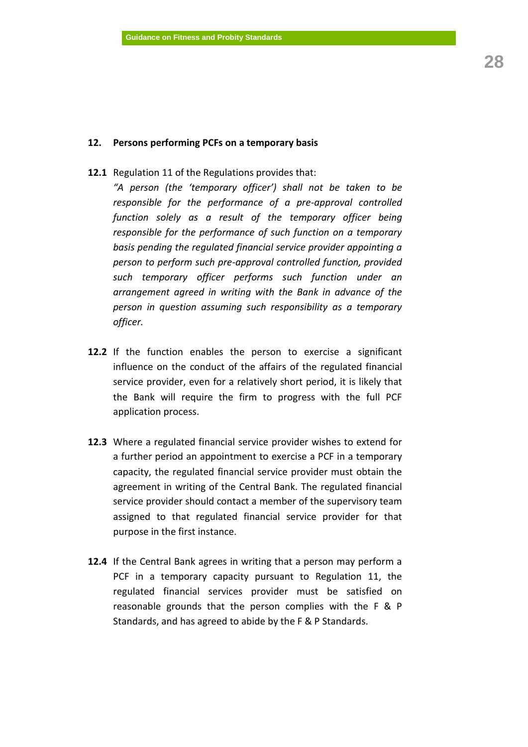## 12. Persons performing PCFs on a temporary basis

**12.1** Regulation 11 of the Regulations provides that:

*"A person (the 'temporary officer') shall not be taken to be responsible for the performance of a pre-approval controlled function solely as a result of the temporary officer being responsible for the performance of such function on a temporary basis pending the regulated financial service provider appointing a person to perform such pre-approval controlled function, provided such temporary officer performs such function under an arrangement agreed in writing with the Bank in advance of the person in question assuming such responsibility as a temporary officer.*

**12.2** If the function enables the person to exercise a significant influence on the conduct of the affairs of the regulated financial service provider, even for a relatively short period, it is likely that the Bank will require the firm to progress with the full PCF application process.

**12.3** Where a regulated financial service provider wishes to extend for a further period an appointment to exercise a PCF in a temporary capacity, the regulated financial service provider must obtain the agreement in writing of the Central Bank. The regulated financial service provider should contact a member of the supervisory team assigned to that regulated financial service provider for that purpose in the first instance.

**12.4** If the Central Bank agrees in writing that a person may perform a PCF in a temporary capacity pursuant to Regulation 11, the regulated financial services provider must be satisfied on reasonable grounds that the person complies with the F & P Standards, and has agreed to abide by the F & P Standards.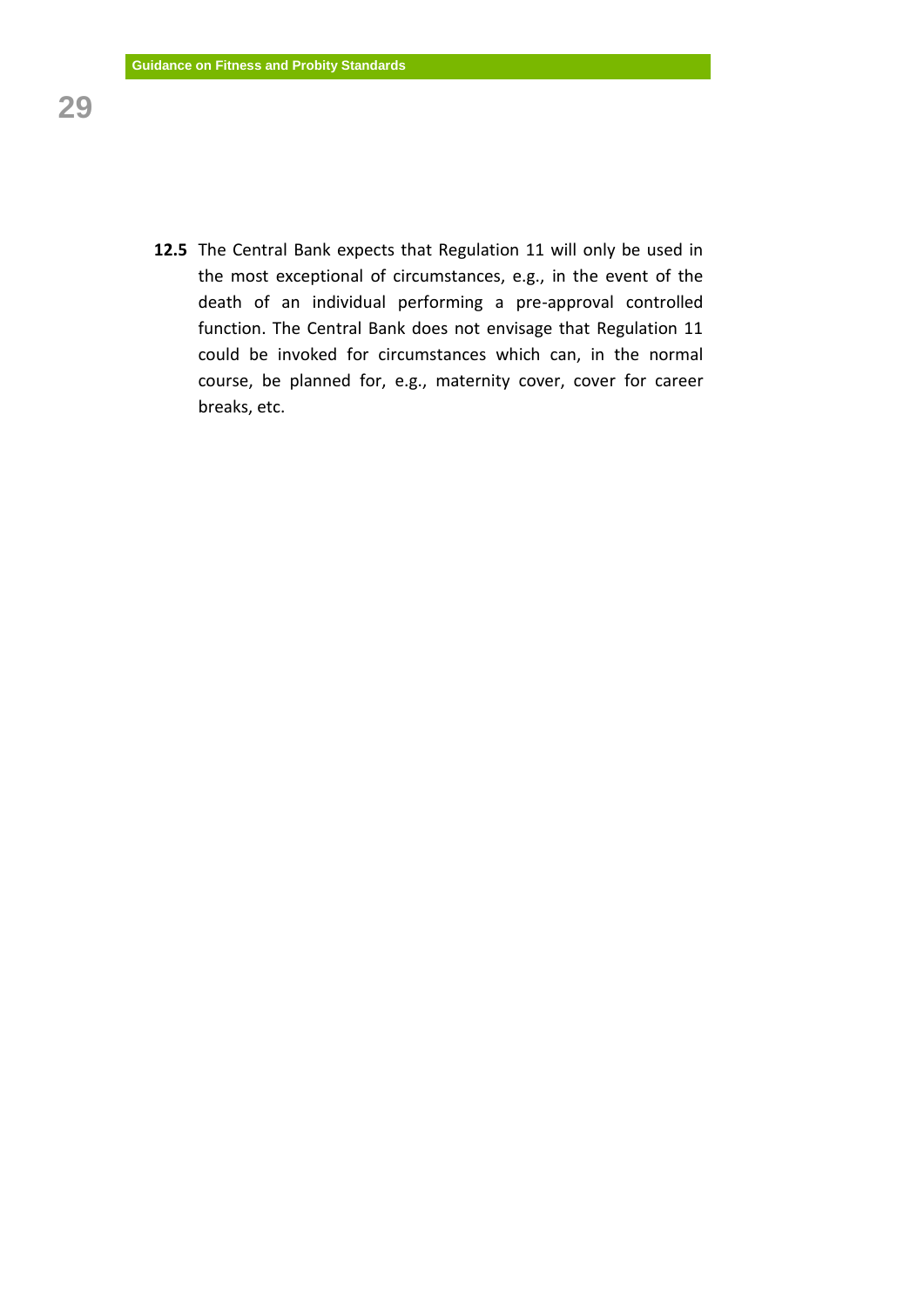**12.5** The Central Bank expects that Regulation 11 will only be used in the most exceptional of circumstances, e.g., in the event of the death of an individual performing a pre-approval controlled function. The Central Bank does not envisage that Regulation 11 could be invoked for circumstances which can, in the normal course, be planned for, e.g., maternity cover, cover for career breaks, etc.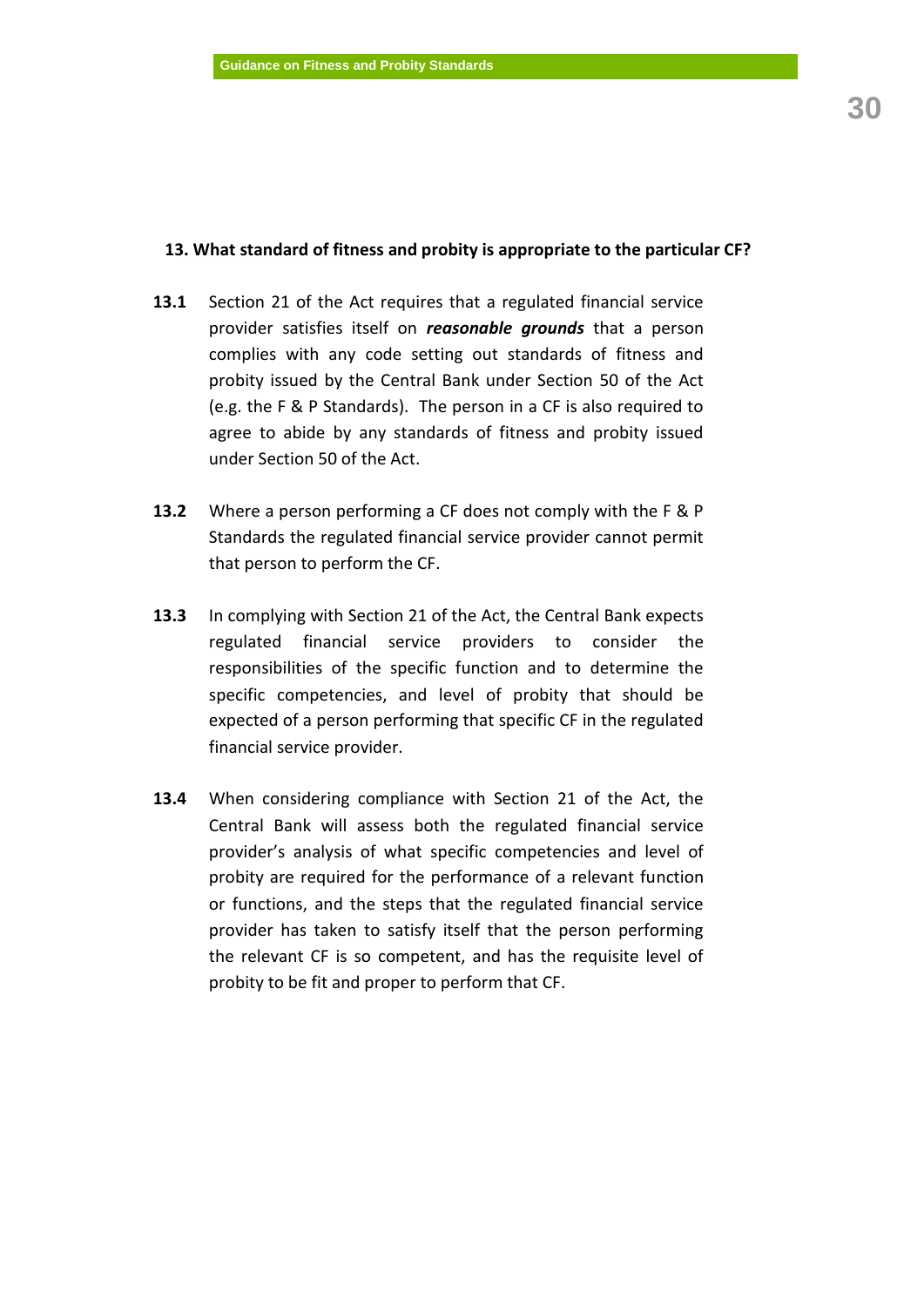## 13. What standard of fitness and probity is appropriate to the particular CF?

**13.1** Section 21 of the Act requires that a regulated financial service provider satisfies itself on ***reasonable grounds*** that a person complies with any code setting out standards of fitness and probity issued by the Central Bank under Section 50 of the Act (e.g. the F & P Standards). The person in a CF is also required to agree to abide by any standards of fitness and probity issued under Section 50 of the Act.

**13.2** Where a person performing a CF does not comply with the F & P Standards the regulated financial service provider cannot permit that person to perform the CF.

**13.3** In complying with Section 21 of the Act, the Central Bank expects regulated financial service providers to consider the responsibilities of the specific function and to determine the specific competencies, and level of probity that should be expected of a person performing that specific CF in the regulated financial service provider.

**13.4** When considering compliance with Section 21 of the Act, the Central Bank will assess both the regulated financial service provider's analysis of what specific competencies and level of probity are required for the performance of a relevant function or functions, and the steps that the regulated financial service provider has taken to satisfy itself that the person performing the relevant CF is so competent, and has the requisite level of probity to be fit and proper to perform that CF.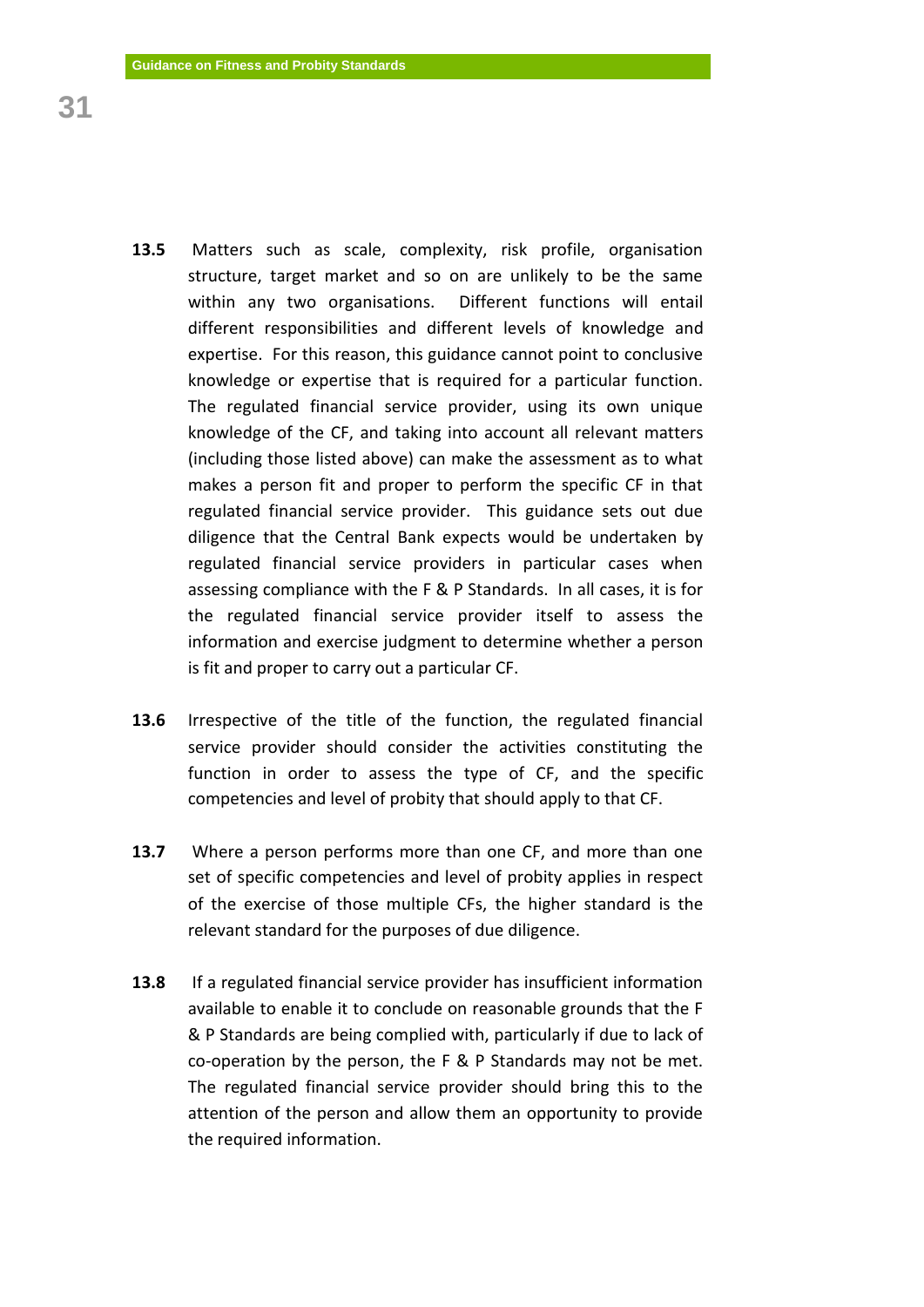**13.5** Matters such as scale, complexity, risk profile, organisation structure, target market and so on are unlikely to be the same within any two organisations. Different functions will entail different responsibilities and different levels of knowledge and expertise. For this reason, this guidance cannot point to conclusive knowledge or expertise that is required for a particular function. The regulated financial service provider, using its own unique knowledge of the CF, and taking into account all relevant matters (including those listed above) can make the assessment as to what makes a person fit and proper to perform the specific CF in that regulated financial service provider. This guidance sets out due diligence that the Central Bank expects would be undertaken by regulated financial service providers in particular cases when assessing compliance with the F & P Standards. In all cases, it is for the regulated financial service provider itself to assess the information and exercise judgment to determine whether a person is fit and proper to carry out a particular CF.

**13.6** Irrespective of the title of the function, the regulated financial service provider should consider the activities constituting the function in order to assess the type of CF, and the specific competencies and level of probity that should apply to that CF.

**13.7** Where a person performs more than one CF, and more than one set of specific competencies and level of probity applies in respect of the exercise of those multiple CFs, the higher standard is the relevant standard for the purposes of due diligence.

**13.8** If a regulated financial service provider has insufficient information available to enable it to conclude on reasonable grounds that the F & P Standards are being complied with, particularly if due to lack of co-operation by the person, the F & P Standards may not be met. The regulated financial service provider should bring this to the attention of the person and allow them an opportunity to provide the required information.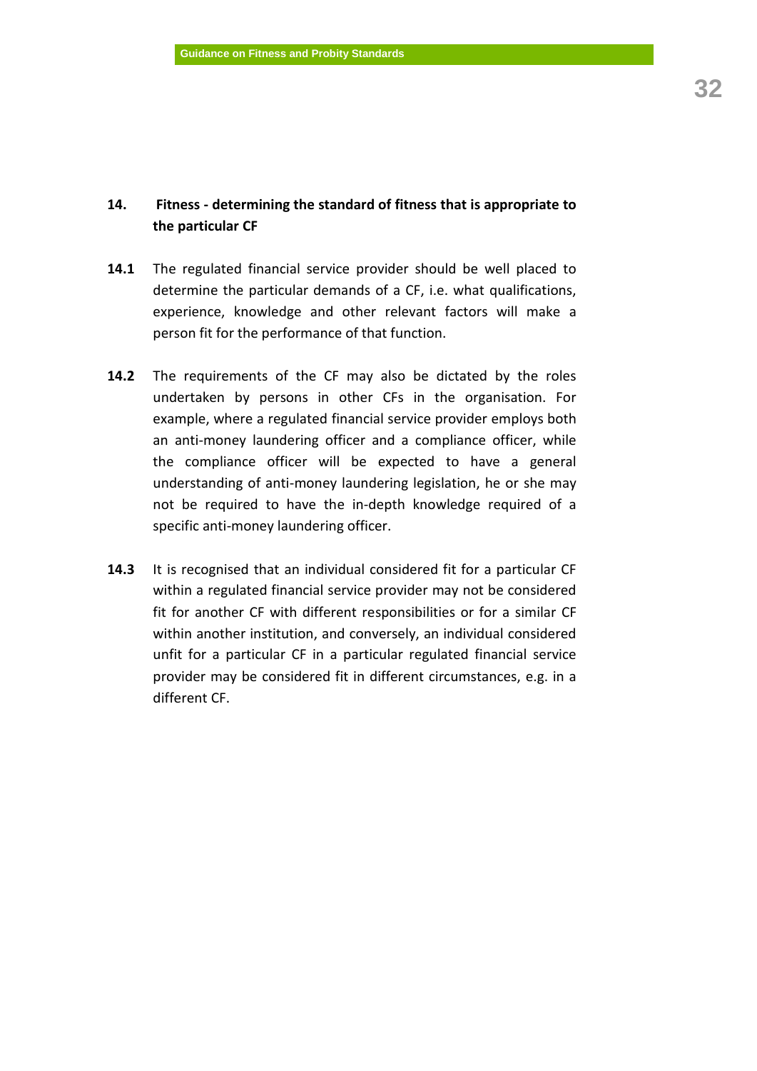## 14. Fitness - determining the standard of fitness that is appropriate to the particular CF

**14.1** The regulated financial service provider should be well placed to determine the particular demands of a CF, i.e. what qualifications, experience, knowledge and other relevant factors will make a person fit for the performance of that function.

**14.2** The requirements of the CF may also be dictated by the roles undertaken by persons in other CFs in the organisation. For example, where a regulated financial service provider employs both an anti-money laundering officer and a compliance officer, while the compliance officer will be expected to have a general understanding of anti-money laundering legislation, he or she may not be required to have the in-depth knowledge required of a specific anti-money laundering officer.

**14.3** It is recognised that an individual considered fit for a particular CF within a regulated financial service provider may not be considered fit for another CF with different responsibilities or for a similar CF within another institution, and conversely, an individual considered unfit for a particular CF in a particular regulated financial service provider may be considered fit in different circumstances, e.g. in a different CF.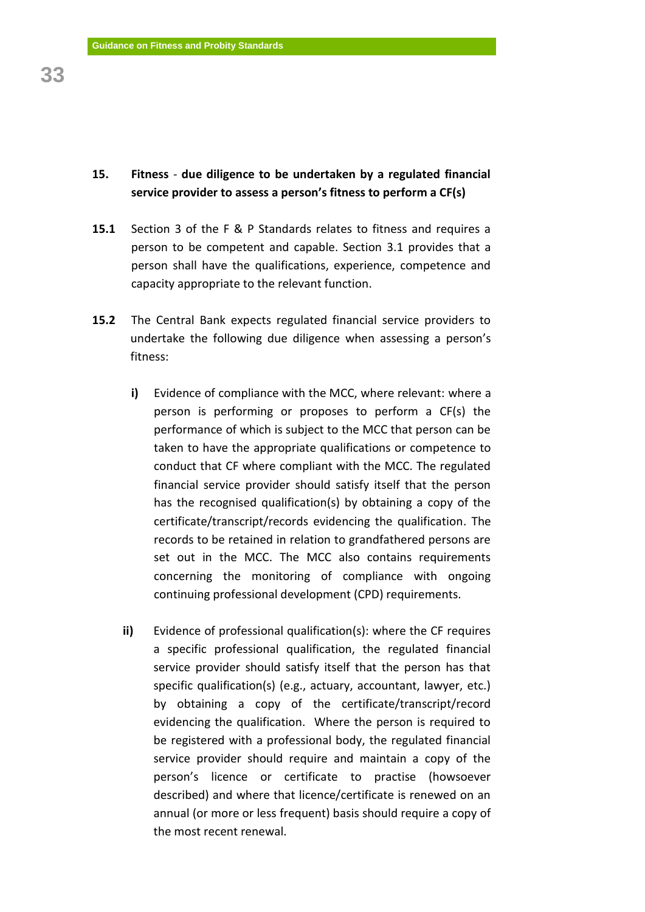## 15. Fitness - due diligence to be undertaken by a regulated financial service provider to assess a person's fitness to perform a CF(s)

**15.1** Section 3 of the F & P Standards relates to fitness and requires a person to be competent and capable. Section 3.1 provides that a person shall have the qualifications, experience, competence and capacity appropriate to the relevant function.

**15.2** The Central Bank expects regulated financial service providers to undertake the following due diligence when assessing a person's fitness:

- **i)** Evidence of compliance with the MCC, where relevant: where a person is performing or proposes to perform a CF(s) the performance of which is subject to the MCC that person can be taken to have the appropriate qualifications or competence to conduct that CF where compliant with the MCC. The regulated financial service provider should satisfy itself that the person has the recognised qualification(s) by obtaining a copy of the certificate/transcript/records evidencing the qualification. The records to be retained in relation to grandfathered persons are set out in the MCC. The MCC also contains requirements concerning the monitoring of compliance with ongoing continuing professional development (CPD) requirements.

- **ii)** Evidence of professional qualification(s): where the CF requires a specific professional qualification, the regulated financial service provider should satisfy itself that the person has that specific qualification(s) (e.g., actuary, accountant, lawyer, etc.) by obtaining a copy of the certificate/transcript/record evidencing the qualification. Where the person is required to be registered with a professional body, the regulated financial service provider should require and maintain a copy of the person's licence or certificate to practise (howsoever described) and where that licence/certificate is renewed on an annual (or more or less frequent) basis should require a copy of the most recent renewal.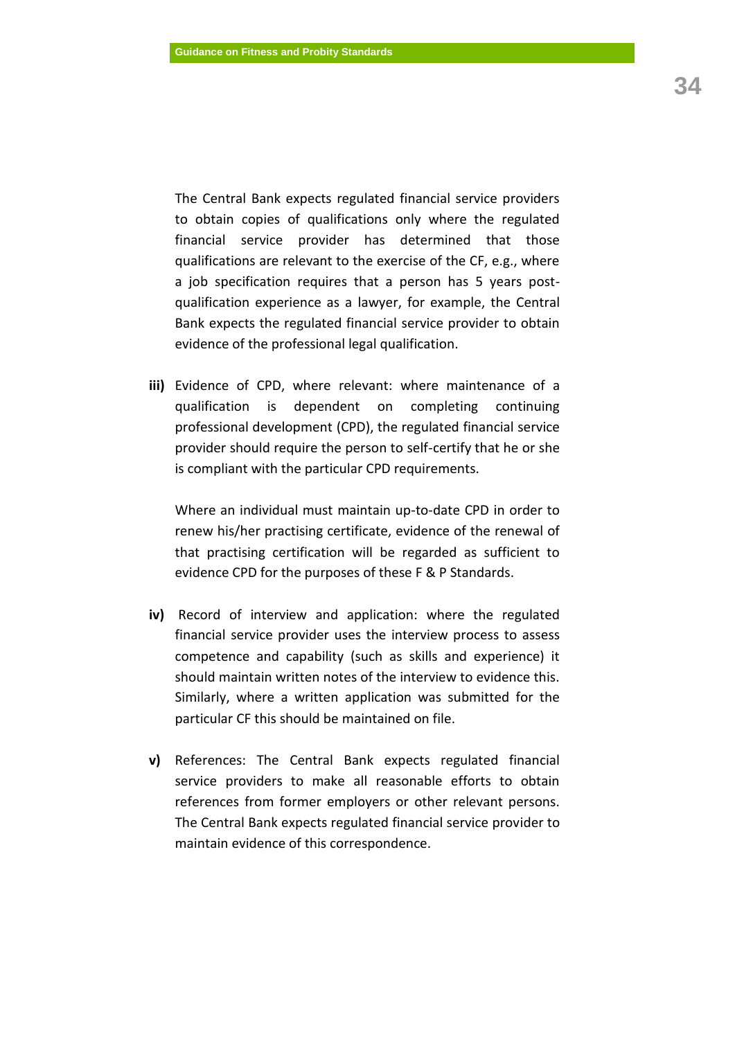The Central Bank expects regulated financial service providers to obtain copies of qualifications only where the regulated financial service provider has determined that those qualifications are relevant to the exercise of the CF, e.g., where a job specification requires that a person has 5 years post-qualification experience as a lawyer, for example, the Central Bank expects the regulated financial service provider to obtain evidence of the professional legal qualification.

**iii)** Evidence of CPD, where relevant: where maintenance of a qualification is dependent on completing continuing professional development (CPD), the regulated financial service provider should require the person to self-certify that he or she is compliant with the particular CPD requirements.

Where an individual must maintain up-to-date CPD in order to renew his/her practising certificate, evidence of the renewal of that practising certification will be regarded as sufficient to evidence CPD for the purposes of these F & P Standards.

**iv)** Record of interview and application: where the regulated financial service provider uses the interview process to assess competence and capability (such as skills and experience) it should maintain written notes of the interview to evidence this. Similarly, where a written application was submitted for the particular CF this should be maintained on file.

**v)** References: The Central Bank expects regulated financial service providers to make all reasonable efforts to obtain references from former employers or other relevant persons. The Central Bank expects regulated financial service provider to maintain evidence of this correspondence.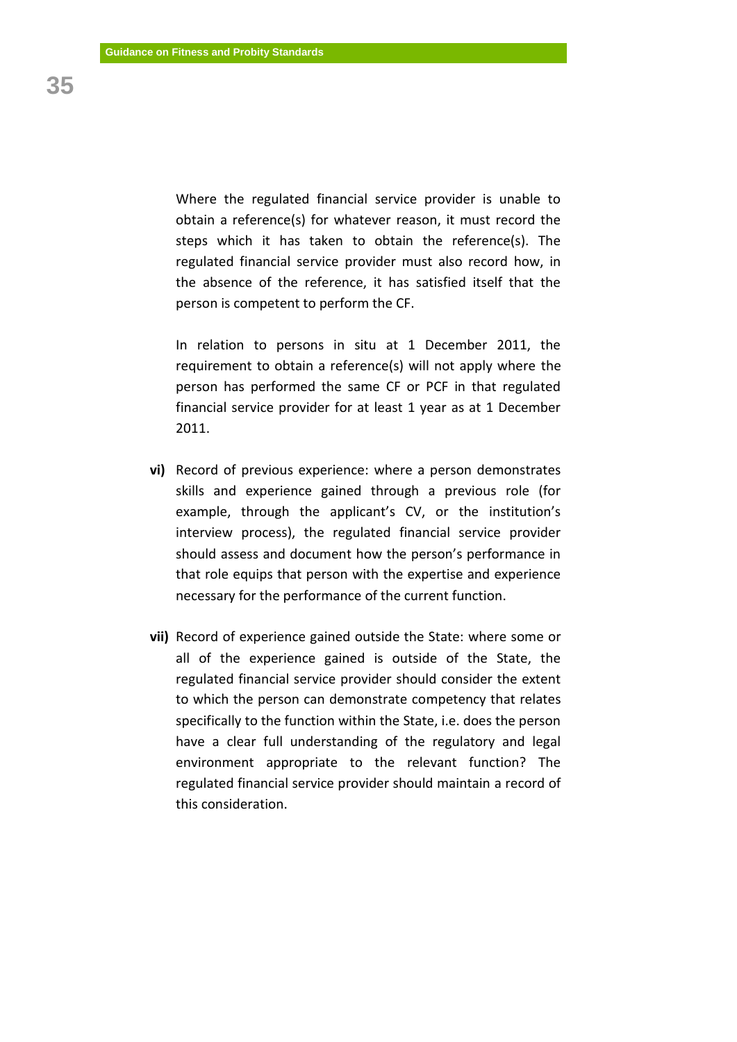Where the regulated financial service provider is unable to obtain a reference(s) for whatever reason, it must record the steps which it has taken to obtain the reference(s). The regulated financial service provider must also record how, in the absence of the reference, it has satisfied itself that the person is competent to perform the CF.

In relation to persons in situ at 1 December 2011, the requirement to obtain a reference(s) will not apply where the person has performed the same CF or PCF in that regulated financial service provider for at least 1 year as at 1 December 2011.

**vi)** Record of previous experience: where a person demonstrates skills and experience gained through a previous role (for example, through the applicant's CV, or the institution's interview process), the regulated financial service provider should assess and document how the person's performance in that role equips that person with the expertise and experience necessary for the performance of the current function.

**vii)** Record of experience gained outside the State: where some or all of the experience gained is outside of the State, the regulated financial service provider should consider the extent to which the person can demonstrate competency that relates specifically to the function within the State, i.e. does the person have a clear full understanding of the regulatory and legal environment appropriate to the relevant function? The regulated financial service provider should maintain a record of this consideration.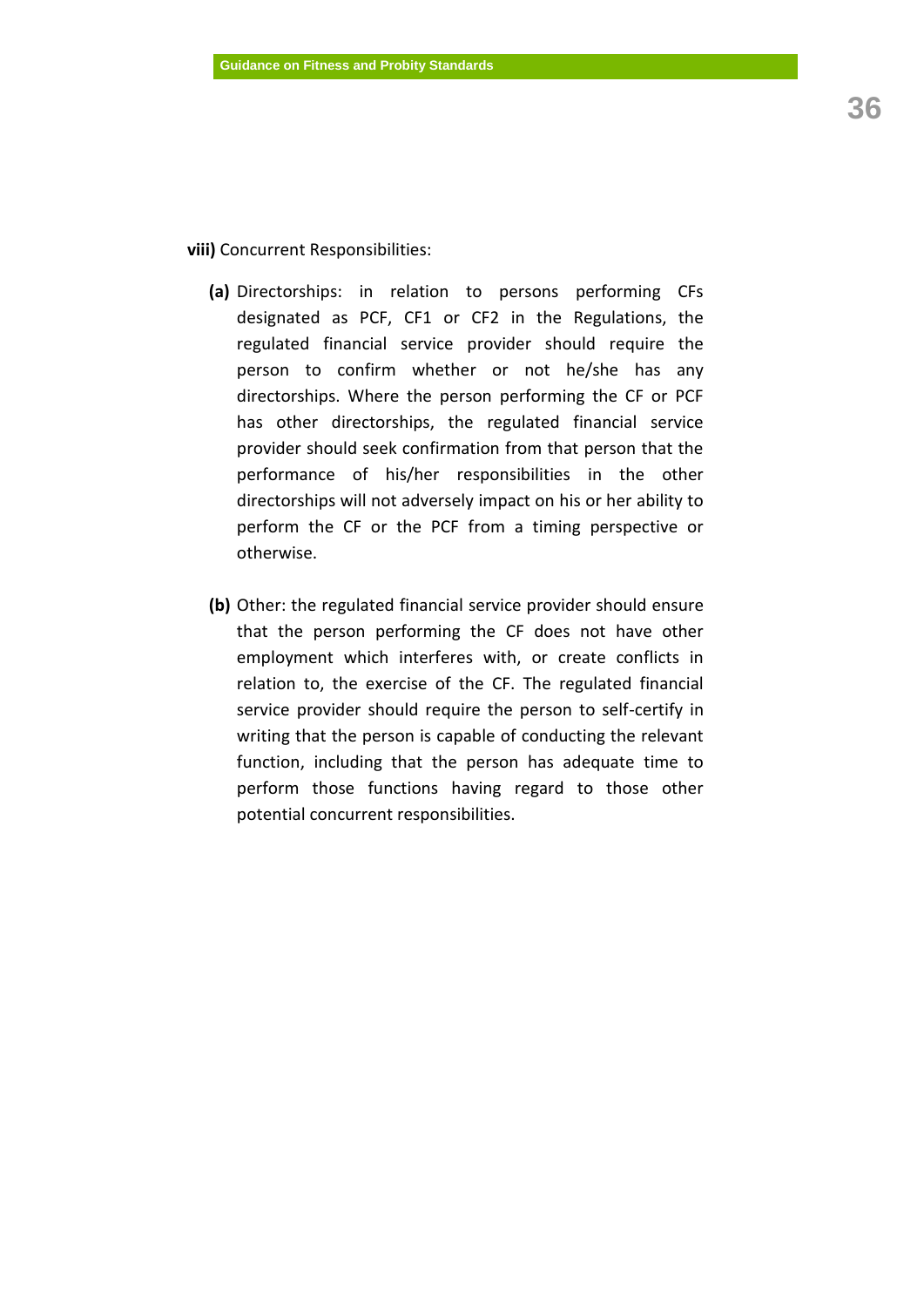**viii)** Concurrent Responsibilities:

**(a)** Directorships: in relation to persons performing CFs designated as PCF, CF1 or CF2 in the Regulations, the regulated financial service provider should require the person to confirm whether or not he/she has any directorships. Where the person performing the CF or PCF has other directorships, the regulated financial service provider should seek confirmation from that person that the performance of his/her responsibilities in the other directorships will not adversely impact on his or her ability to perform the CF or the PCF from a timing perspective or otherwise.

**(b)** Other: the regulated financial service provider should ensure that the person performing the CF does not have other employment which interferes with, or create conflicts in relation to, the exercise of the CF. The regulated financial service provider should require the person to self-certify in writing that the person is capable of conducting the relevant function, including that the person has adequate time to perform those functions having regard to those other potential concurrent responsibilities.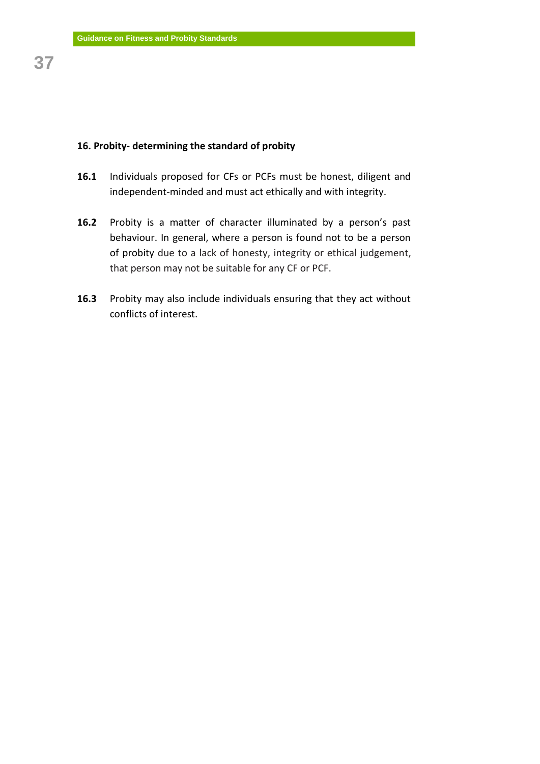## 16. Probity- determining the standard of probity

**16.1** Individuals proposed for CFs or PCFs must be honest, diligent and independent-minded and must act ethically and with integrity.

**16.2** Probity is a matter of character illuminated by a person's past behaviour. In general, where a person is found not to be a person of probity due to a lack of honesty, integrity or ethical judgement, that person may not be suitable for any CF or PCF.

**16.3** Probity may also include individuals ensuring that they act without conflicts of interest.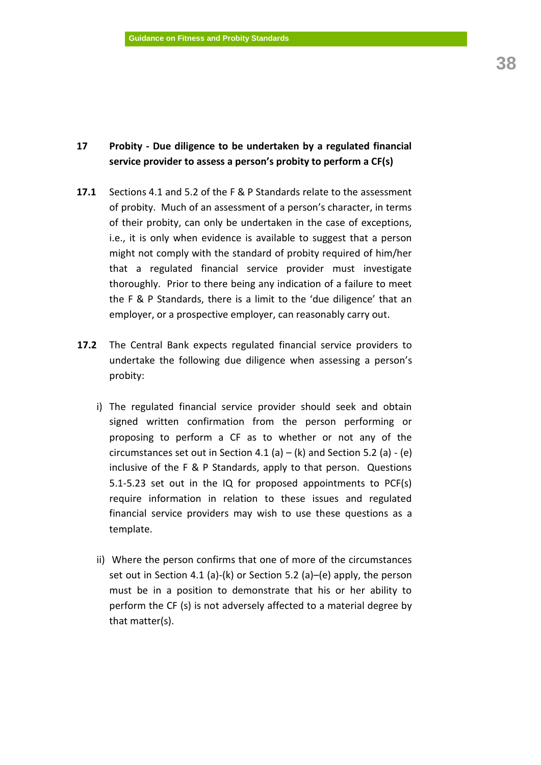## 17 Probity - Due diligence to be undertaken by a regulated financial service provider to assess a person's probity to perform a CF(s)

**17.1** Sections 4.1 and 5.2 of the F & P Standards relate to the assessment of probity. Much of an assessment of a person's character, in terms of their probity, can only be undertaken in the case of exceptions, i.e., it is only when evidence is available to suggest that a person might not comply with the standard of probity required of him/her that a regulated financial service provider must investigate thoroughly. Prior to there being any indication of a failure to meet the F & P Standards, there is a limit to the 'due diligence' that an employer, or a prospective employer, can reasonably carry out.

**17.2** The Central Bank expects regulated financial service providers to undertake the following due diligence when assessing a person's probity:

i) The regulated financial service provider should seek and obtain signed written confirmation from the person performing or proposing to perform a CF as to whether or not any of the circumstances set out in Section 4.1 (a) – (k) and Section 5.2 (a) - (e) inclusive of the F & P Standards, apply to that person. Questions 5.1-5.23 set out in the IQ for proposed appointments to PCF(s) require information in relation to these issues and regulated financial service providers may wish to use these questions as a template.

ii) Where the person confirms that one of more of the circumstances set out in Section 4.1 (a)-(k) or Section 5.2 (a)–(e) apply, the person must be in a position to demonstrate that his or her ability to perform the CF (s) is not adversely affected to a material degree by that matter(s).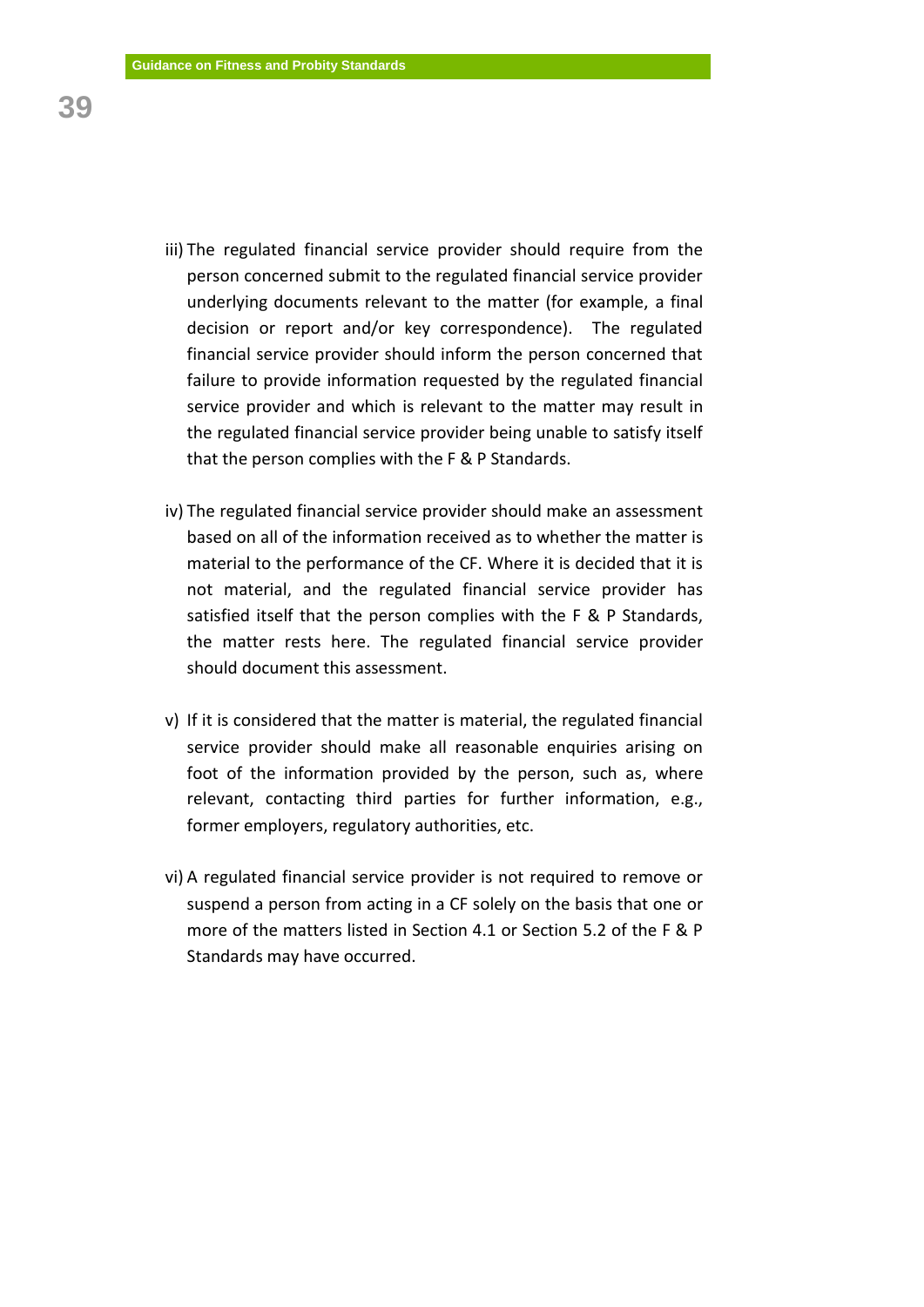iii) The regulated financial service provider should require from the person concerned submit to the regulated financial service provider underlying documents relevant to the matter (for example, a final decision or report and/or key correspondence). The regulated financial service provider should inform the person concerned that failure to provide information requested by the regulated financial service provider and which is relevant to the matter may result in the regulated financial service provider being unable to satisfy itself that the person complies with the F & P Standards.

iv) The regulated financial service provider should make an assessment based on all of the information received as to whether the matter is material to the performance of the CF. Where it is decided that it is not material, and the regulated financial service provider has satisfied itself that the person complies with the F & P Standards, the matter rests here. The regulated financial service provider should document this assessment.

v) If it is considered that the matter is material, the regulated financial service provider should make all reasonable enquiries arising on foot of the information provided by the person, such as, where relevant, contacting third parties for further information, e.g., former employers, regulatory authorities, etc.

vi) A regulated financial service provider is not required to remove or suspend a person from acting in a CF solely on the basis that one or more of the matters listed in Section 4.1 or Section 5.2 of the F & P Standards may have occurred.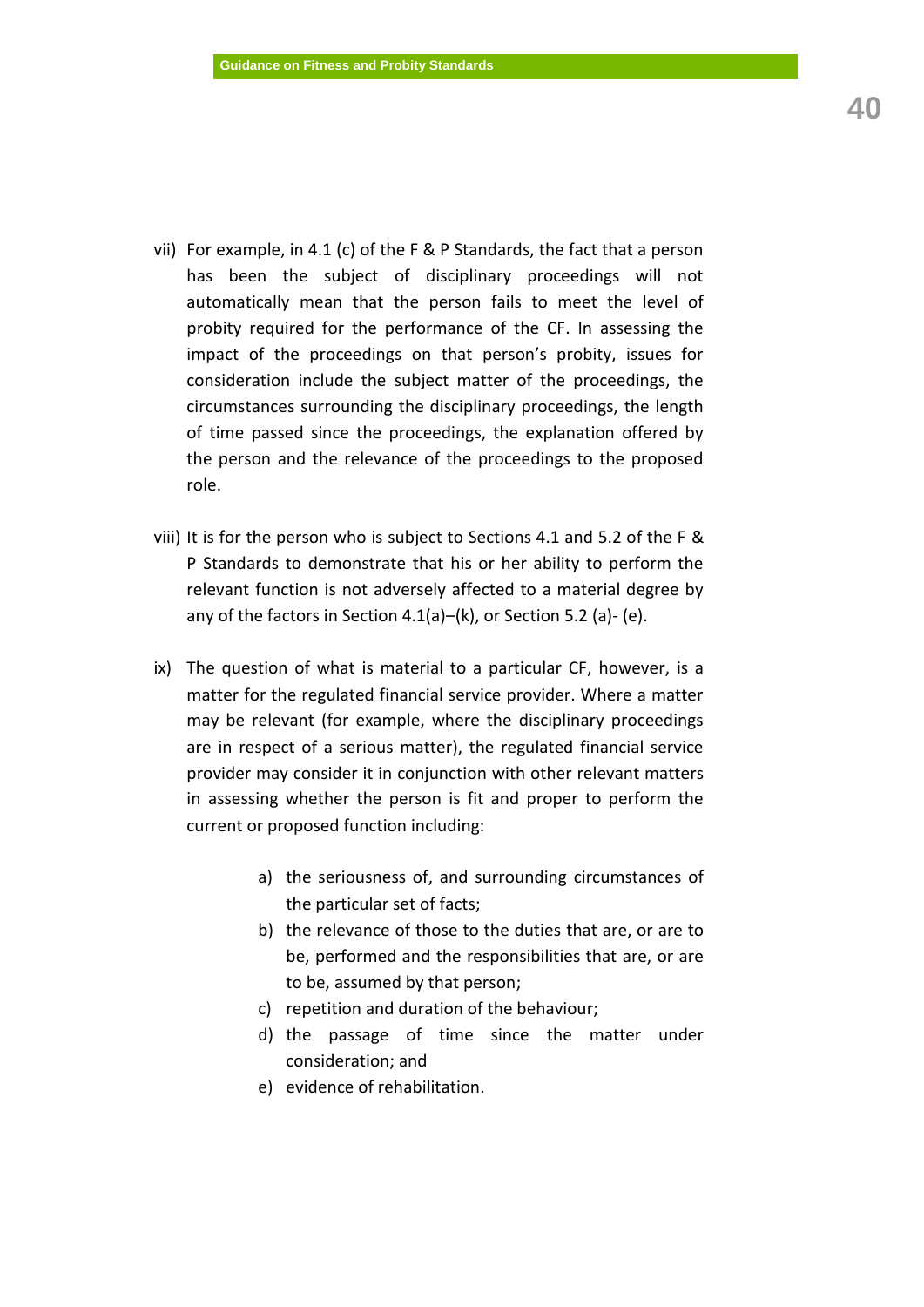vii) For example, in 4.1 (c) of the F & P Standards, the fact that a person has been the subject of disciplinary proceedings will not automatically mean that the person fails to meet the level of probity required for the performance of the CF. In assessing the impact of the proceedings on that person's probity, issues for consideration include the subject matter of the proceedings, the circumstances surrounding the disciplinary proceedings, the length of time passed since the proceedings, the explanation offered by the person and the relevance of the proceedings to the proposed role.

viii) It is for the person who is subject to Sections 4.1 and 5.2 of the F & P Standards to demonstrate that his or her ability to perform the relevant function is not adversely affected to a material degree by any of the factors in Section 4.1(a)–(k), or Section 5.2 (a)- (e).

ix) The question of what is material to a particular CF, however, is a matter for the regulated financial service provider. Where a matter may be relevant (for example, where the disciplinary proceedings are in respect of a serious matter), the regulated financial service provider may consider it in conjunction with other relevant matters in assessing whether the person is fit and proper to perform the current or proposed function including:

   a) the seriousness of, and surrounding circumstances of the particular set of facts;
   b) the relevance of those to the duties that are, or are to be, performed and the responsibilities that are, or are to be, assumed by that person;
   c) repetition and duration of the behaviour;
   d) the passage of time since the matter under consideration; and
   e) evidence of rehabilitation.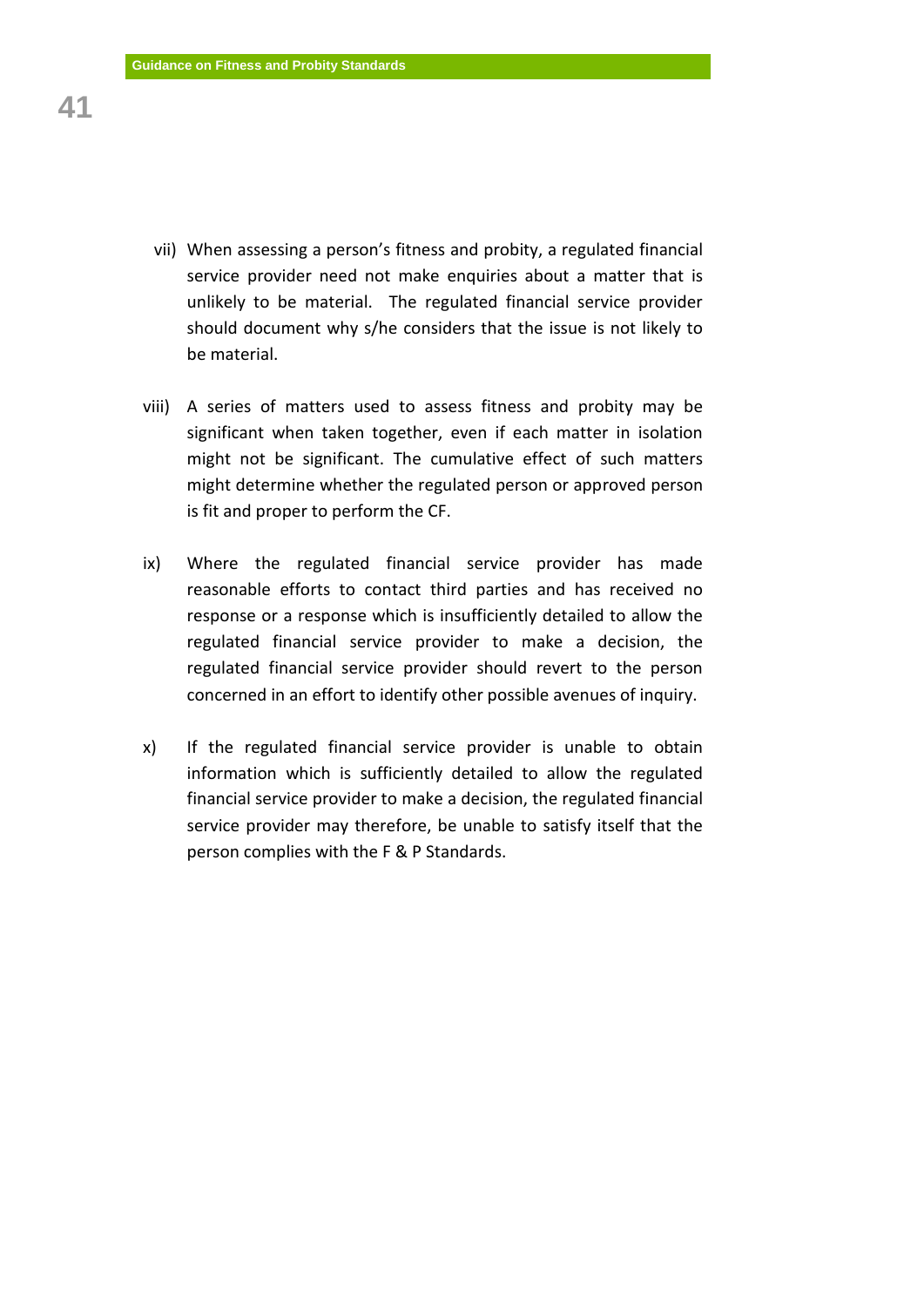vii) When assessing a person's fitness and probity, a regulated financial service provider need not make enquiries about a matter that is unlikely to be material. The regulated financial service provider should document why s/he considers that the issue is not likely to be material.

viii) A series of matters used to assess fitness and probity may be significant when taken together, even if each matter in isolation might not be significant. The cumulative effect of such matters might determine whether the regulated person or approved person is fit and proper to perform the CF.

ix) Where the regulated financial service provider has made reasonable efforts to contact third parties and has received no response or a response which is insufficiently detailed to allow the regulated financial service provider to make a decision, the regulated financial service provider should revert to the person concerned in an effort to identify other possible avenues of inquiry.

x) If the regulated financial service provider is unable to obtain information which is sufficiently detailed to allow the regulated financial service provider to make a decision, the regulated financial service provider may therefore, be unable to satisfy itself that the person complies with the F & P Standards.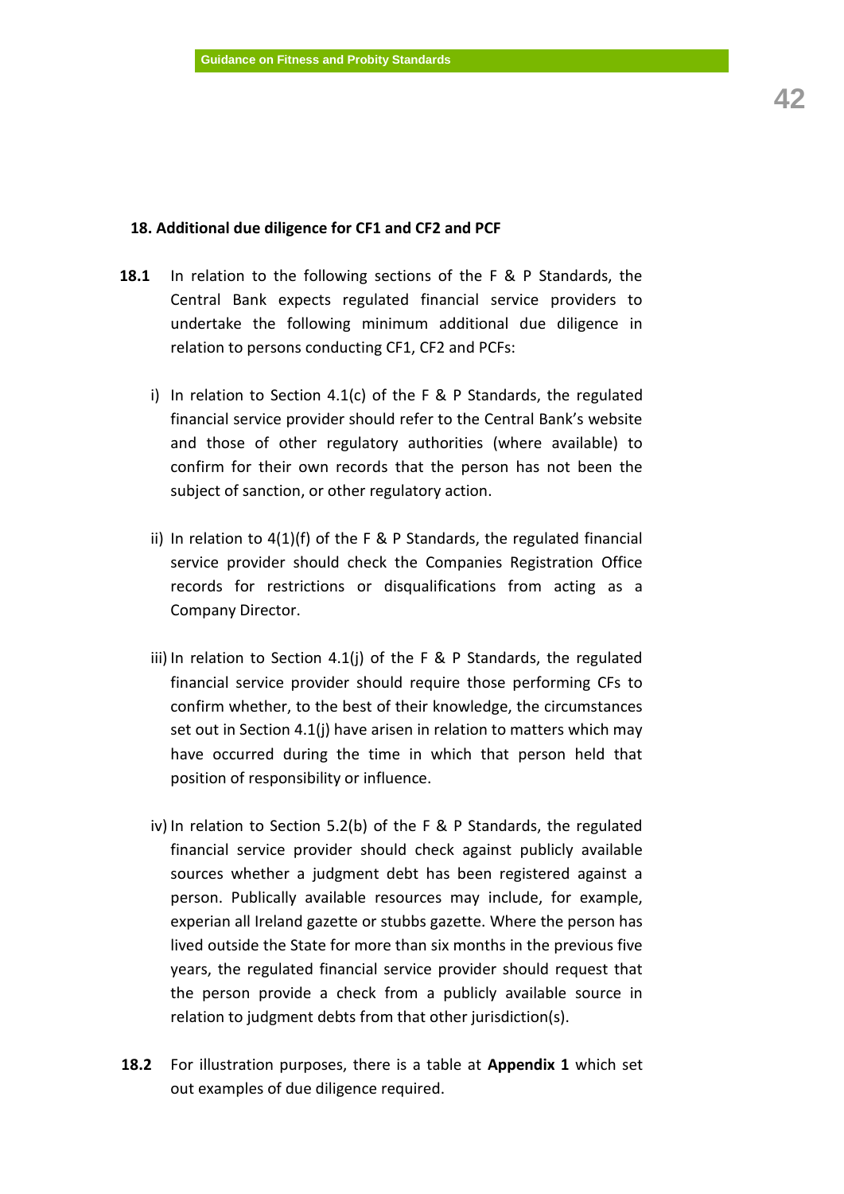## 18. Additional due diligence for CF1 and CF2 and PCF

**18.1** In relation to the following sections of the F & P Standards, the Central Bank expects regulated financial service providers to undertake the following minimum additional due diligence in relation to persons conducting CF1, CF2 and PCFs:

i) In relation to Section 4.1(c) of the F & P Standards, the regulated financial service provider should refer to the Central Bank's website and those of other regulatory authorities (where available) to confirm for their own records that the person has not been the subject of sanction, or other regulatory action.

ii) In relation to 4(1)(f) of the F & P Standards, the regulated financial service provider should check the Companies Registration Office records for restrictions or disqualifications from acting as a Company Director.

iii) In relation to Section 4.1(j) of the F & P Standards, the regulated financial service provider should require those performing CFs to confirm whether, to the best of their knowledge, the circumstances set out in Section 4.1(j) have arisen in relation to matters which may have occurred during the time in which that person held that position of responsibility or influence.

iv) In relation to Section 5.2(b) of the F & P Standards, the regulated financial service provider should check against publicly available sources whether a judgment debt has been registered against a person. Publically available resources may include, for example, experian all Ireland gazette or stubbs gazette. Where the person has lived outside the State for more than six months in the previous five years, the regulated financial service provider should request that the person provide a check from a publicly available source in relation to judgment debts from that other jurisdiction(s).

**18.2** For illustration purposes, there is a table at **Appendix 1** which set out examples of due diligence required.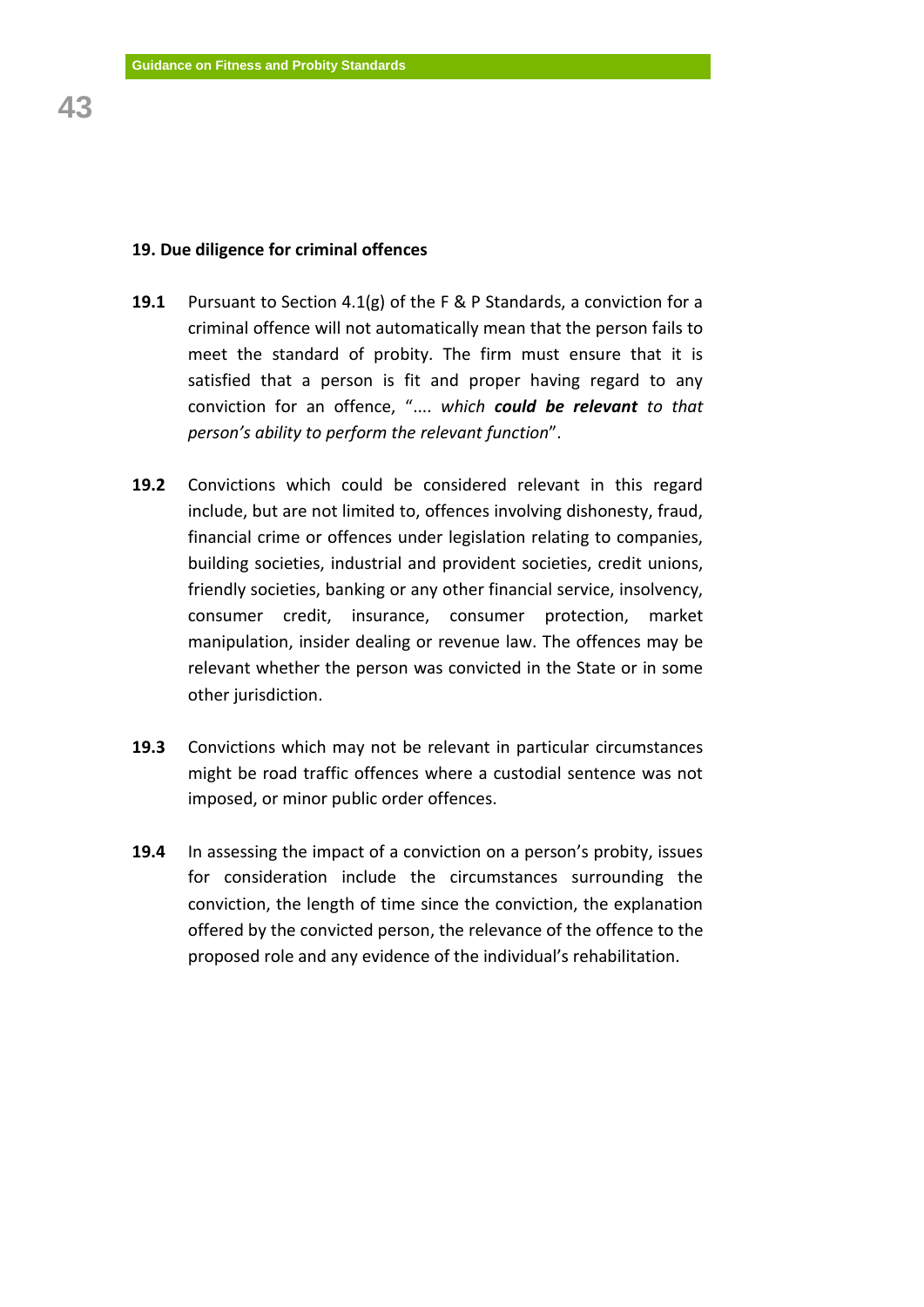## 19. Due diligence for criminal offences

**19.1** Pursuant to Section 4.1(g) of the F & P Standards, a conviction for a criminal offence will not automatically mean that the person fails to meet the standard of probity. The firm must ensure that it is satisfied that a person is fit and proper having regard to any conviction for an offence, ".... *which **could be relevant** to that person's ability to perform the relevant function*".

**19.2** Convictions which could be considered relevant in this regard include, but are not limited to, offences involving dishonesty, fraud, financial crime or offences under legislation relating to companies, building societies, industrial and provident societies, credit unions, friendly societies, banking or any other financial service, insolvency, consumer credit, insurance, consumer protection, market manipulation, insider dealing or revenue law. The offences may be relevant whether the person was convicted in the State or in some other jurisdiction.

**19.3** Convictions which may not be relevant in particular circumstances might be road traffic offences where a custodial sentence was not imposed, or minor public order offences.

**19.4** In assessing the impact of a conviction on a person's probity, issues for consideration include the circumstances surrounding the conviction, the length of time since the conviction, the explanation offered by the convicted person, the relevance of the offence to the proposed role and any evidence of the individual's rehabilitation.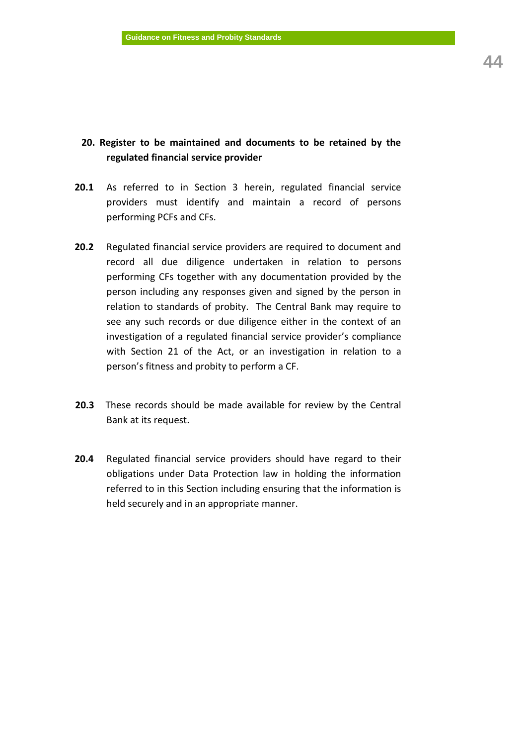## 20. Register to be maintained and documents to be retained by the regulated financial service provider

**20.1** As referred to in Section 3 herein, regulated financial service providers must identify and maintain a record of persons performing PCFs and CFs.

**20.2** Regulated financial service providers are required to document and record all due diligence undertaken in relation to persons performing CFs together with any documentation provided by the person including any responses given and signed by the person in relation to standards of probity. The Central Bank may require to see any such records or due diligence either in the context of an investigation of a regulated financial service provider's compliance with Section 21 of the Act, or an investigation in relation to a person's fitness and probity to perform a CF.

**20.3** These records should be made available for review by the Central Bank at its request.

**20.4** Regulated financial service providers should have regard to their obligations under Data Protection law in holding the information referred to in this Section including ensuring that the information is held securely and in an appropriate manner.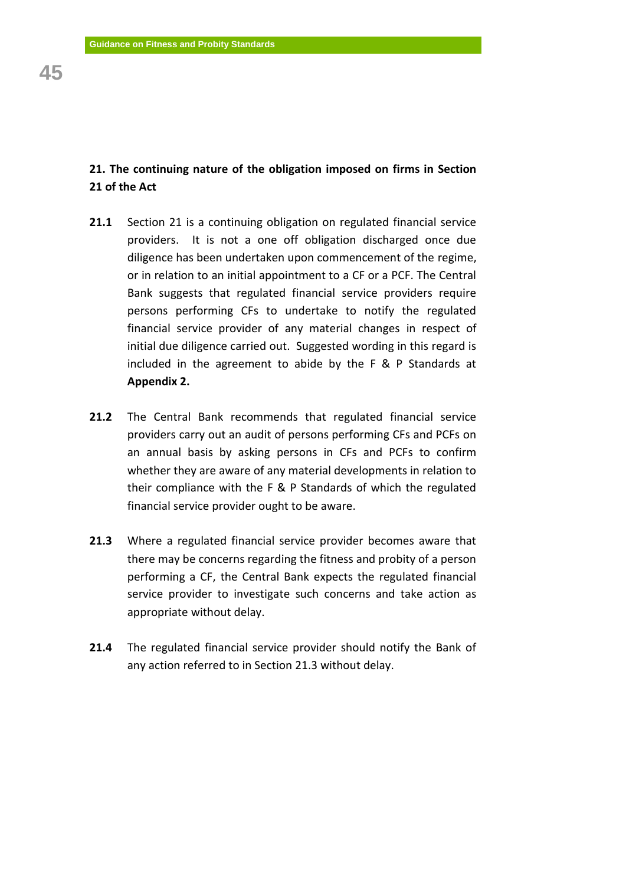## 21. The continuing nature of the obligation imposed on firms in Section 21 of the Act

**21.1** Section 21 is a continuing obligation on regulated financial service providers. It is not a one off obligation discharged once due diligence has been undertaken upon commencement of the regime, or in relation to an initial appointment to a CF or a PCF. The Central Bank suggests that regulated financial service providers require persons performing CFs to undertake to notify the regulated financial service provider of any material changes in respect of initial due diligence carried out. Suggested wording in this regard is included in the agreement to abide by the F & P Standards at **Appendix 2.**

**21.2** The Central Bank recommends that regulated financial service providers carry out an audit of persons performing CFs and PCFs on an annual basis by asking persons in CFs and PCFs to confirm whether they are aware of any material developments in relation to their compliance with the F & P Standards of which the regulated financial service provider ought to be aware.

**21.3** Where a regulated financial service provider becomes aware that there may be concerns regarding the fitness and probity of a person performing a CF, the Central Bank expects the regulated financial service provider to investigate such concerns and take action as appropriate without delay.

**21.4** The regulated financial service provider should notify the Bank of any action referred to in Section 21.3 without delay.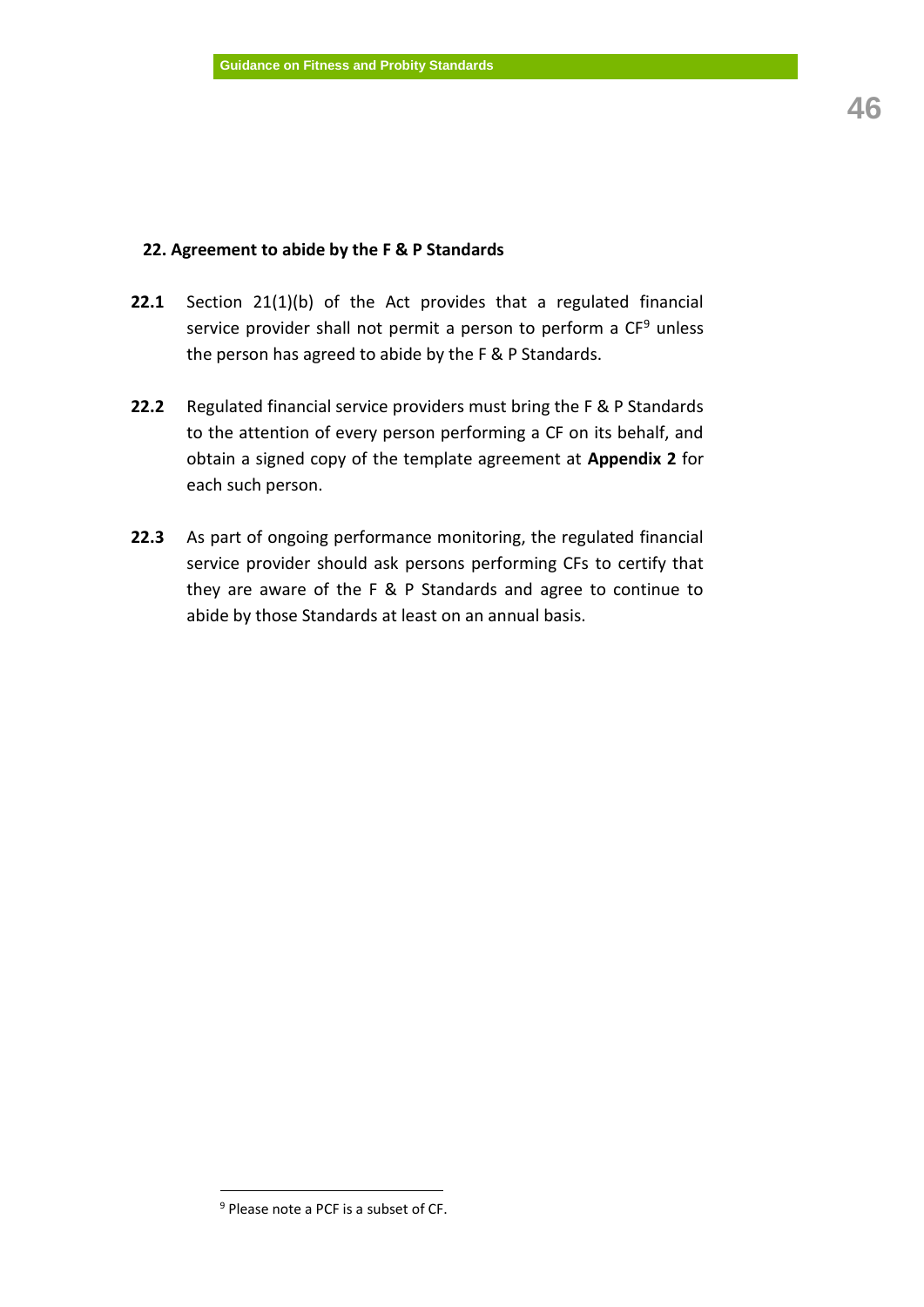## 22. Agreement to abide by the F & P Standards

**22.1** Section 21(1)(b) of the Act provides that a regulated financial service provider shall not permit a person to perform a CF[9] unless the person has agreed to abide by the F & P Standards.

**22.2** Regulated financial service providers must bring the F & P Standards to the attention of every person performing a CF on its behalf, and obtain a signed copy of the template agreement at **Appendix 2** for each such person.

**22.3** As part of ongoing performance monitoring, the regulated financial service provider should ask persons performing CFs to certify that they are aware of the F & P Standards and agree to continue to abide by those Standards at least on an annual basis.

---

[9] Please note a PCF is a subset of CF.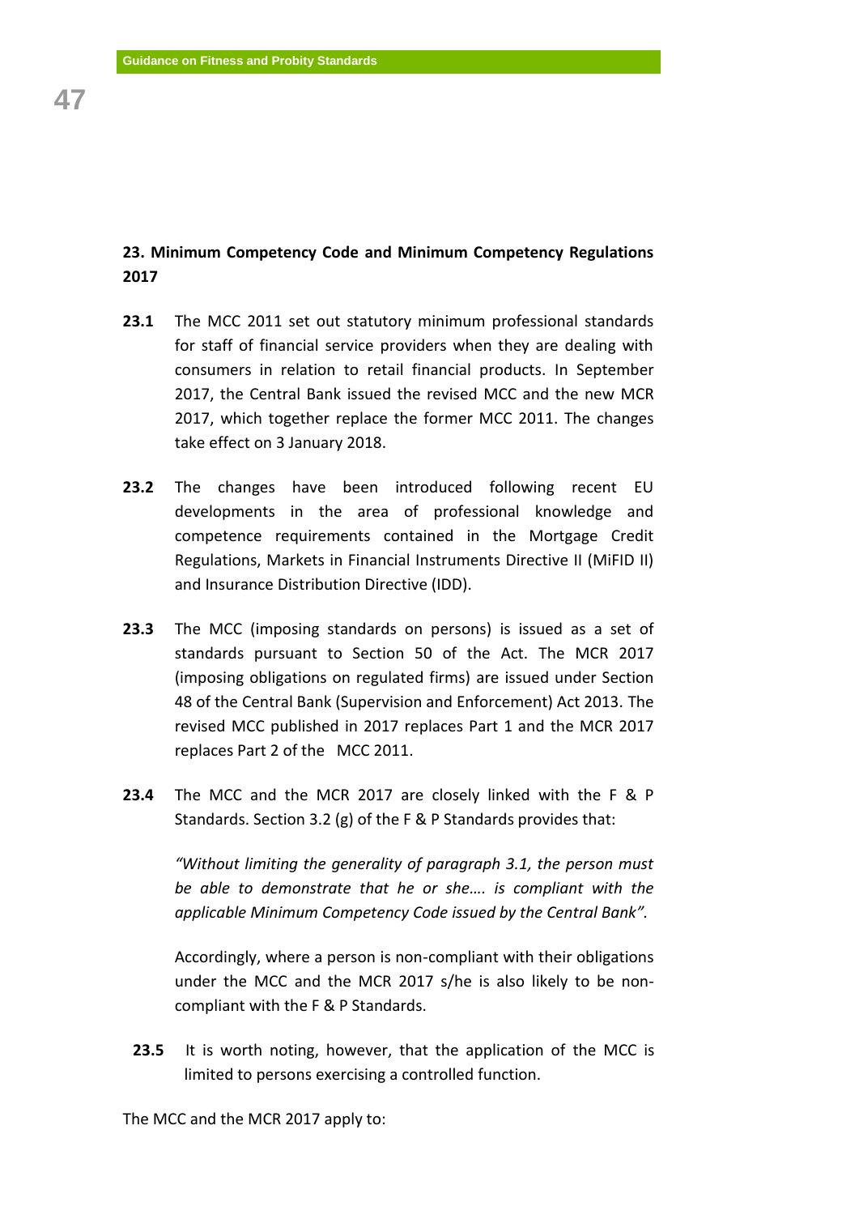## 23. Minimum Competency Code and Minimum Competency Regulations 2017

**23.1** The MCC 2011 set out statutory minimum professional standards for staff of financial service providers when they are dealing with consumers in relation to retail financial products. In September 2017, the Central Bank issued the revised MCC and the new MCR 2017, which together replace the former MCC 2011. The changes take effect on 3 January 2018.

**23.2** The changes have been introduced following recent EU developments in the area of professional knowledge and competence requirements contained in the Mortgage Credit Regulations, Markets in Financial Instruments Directive II (MiFID II) and Insurance Distribution Directive (IDD).

**23.3** The MCC (imposing standards on persons) is issued as a set of standards pursuant to Section 50 of the Act. The MCR 2017 (imposing obligations on regulated firms) are issued under Section 48 of the Central Bank (Supervision and Enforcement) Act 2013. The revised MCC published in 2017 replaces Part 1 and the MCR 2017 replaces Part 2 of the MCC 2011.

**23.4** The MCC and the MCR 2017 are closely linked with the F & P Standards. Section 3.2 (g) of the F & P Standards provides that:

*"Without limiting the generality of paragraph 3.1, the person must be able to demonstrate that he or she…. is compliant with the applicable Minimum Competency Code issued by the Central Bank".*

Accordingly, where a person is non-compliant with their obligations under the MCC and the MCR 2017 s/he is also likely to be non-compliant with the F & P Standards.

**23.5** It is worth noting, however, that the application of the MCC is limited to persons exercising a controlled function.

The MCC and the MCR 2017 apply to: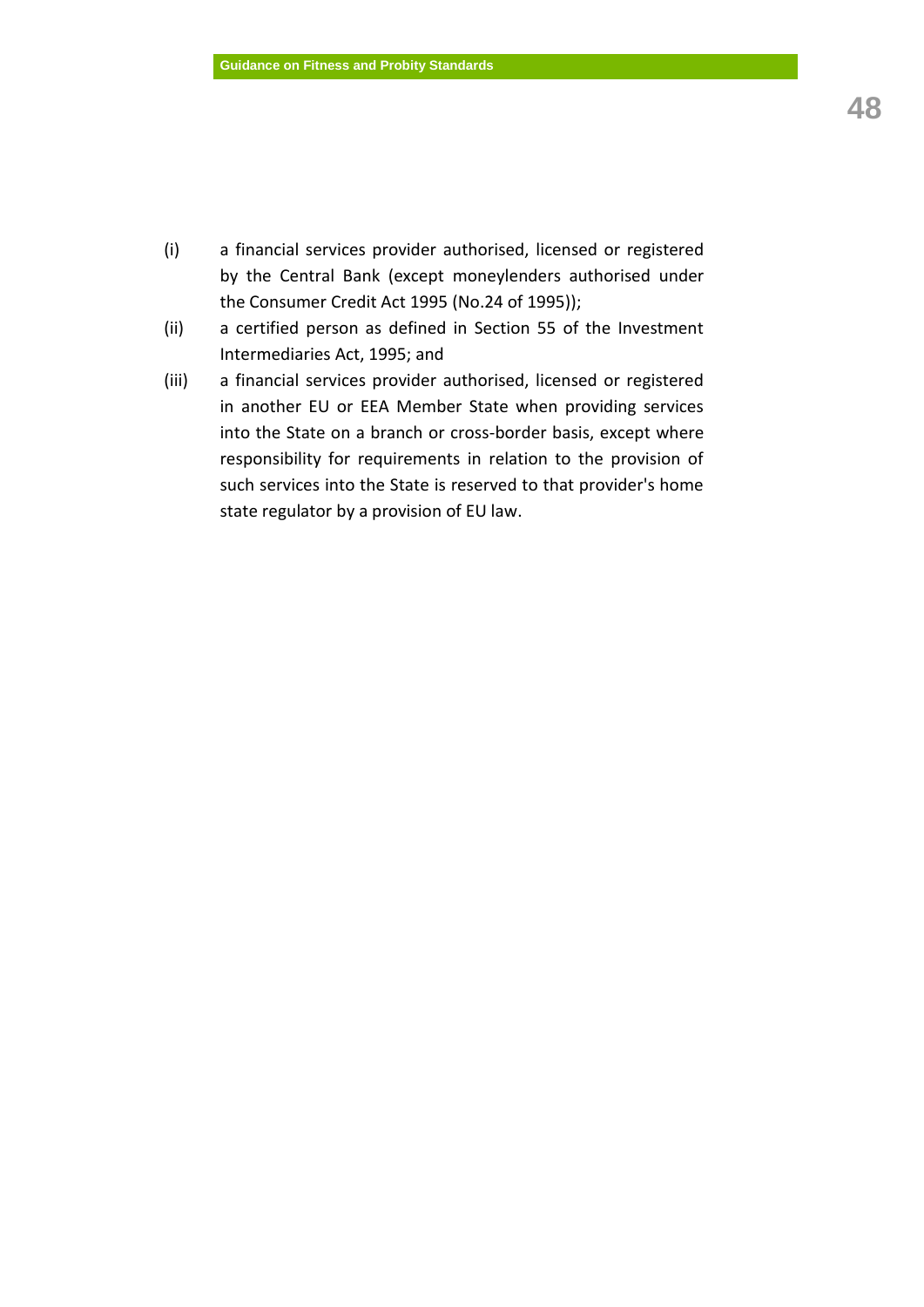(i) a financial services provider authorised, licensed or registered by the Central Bank (except moneylenders authorised under the Consumer Credit Act 1995 (No.24 of 1995));

(ii) a certified person as defined in Section 55 of the Investment Intermediaries Act, 1995; and

(iii) a financial services provider authorised, licensed or registered in another EU or EEA Member State when providing services into the State on a branch or cross-border basis, except where responsibility for requirements in relation to the provision of such services into the State is reserved to that provider's home state regulator by a provision of EU law.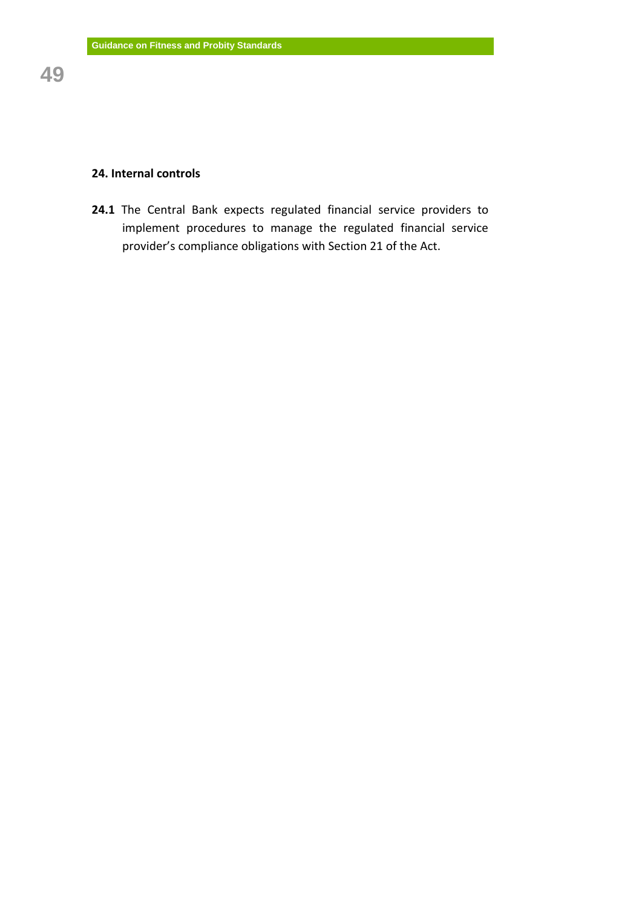## 24. Internal controls

**24.1** The Central Bank expects regulated financial service providers to implement procedures to manage the regulated financial service provider's compliance obligations with Section 21 of the Act.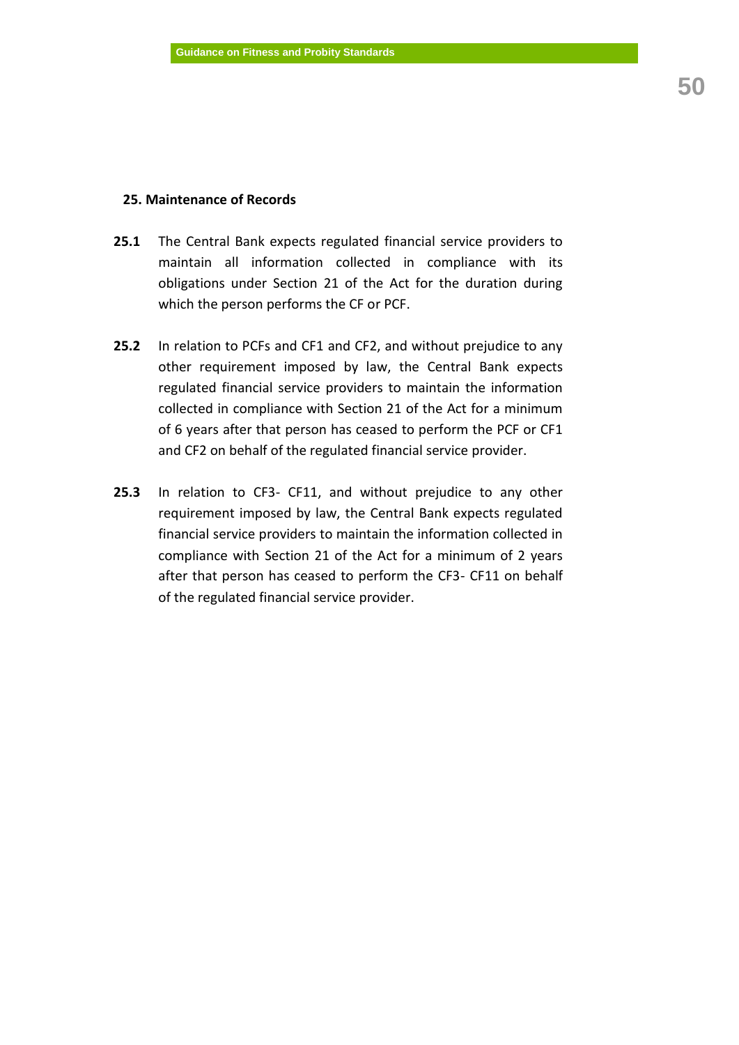## 25. Maintenance of Records

**25.1** The Central Bank expects regulated financial service providers to maintain all information collected in compliance with its obligations under Section 21 of the Act for the duration during which the person performs the CF or PCF.

**25.2** In relation to PCFs and CF1 and CF2, and without prejudice to any other requirement imposed by law, the Central Bank expects regulated financial service providers to maintain the information collected in compliance with Section 21 of the Act for a minimum of 6 years after that person has ceased to perform the PCF or CF1 and CF2 on behalf of the regulated financial service provider.

**25.3** In relation to CF3- CF11, and without prejudice to any other requirement imposed by law, the Central Bank expects regulated financial service providers to maintain the information collected in compliance with Section 21 of the Act for a minimum of 2 years after that person has ceased to perform the CF3- CF11 on behalf of the regulated financial service provider.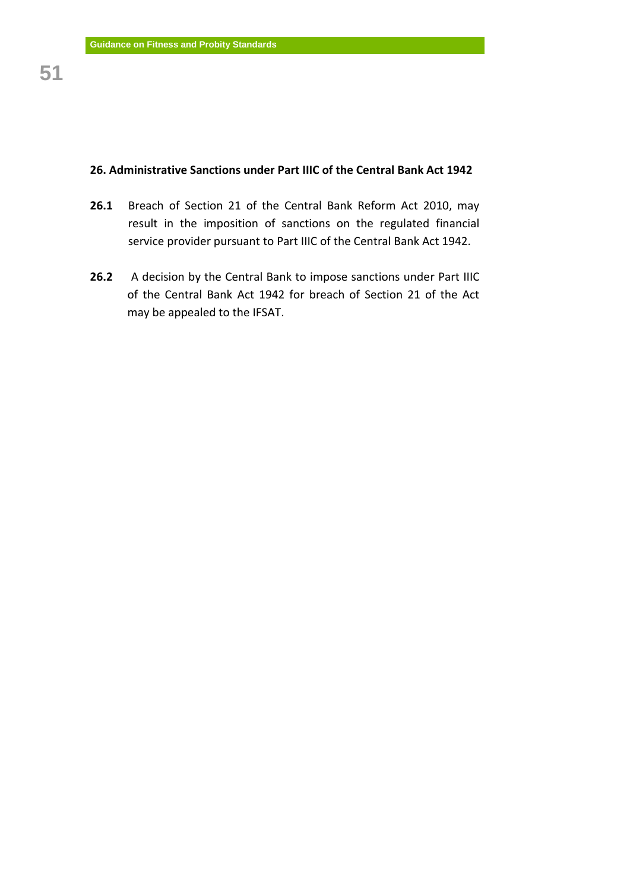## 26. Administrative Sanctions under Part IIIC of the Central Bank Act 1942

**26.1** Breach of Section 21 of the Central Bank Reform Act 2010, may result in the imposition of sanctions on the regulated financial service provider pursuant to Part IIIC of the Central Bank Act 1942.

**26.2** A decision by the Central Bank to impose sanctions under Part IIIC of the Central Bank Act 1942 for breach of Section 21 of the Act may be appealed to the IFSAT.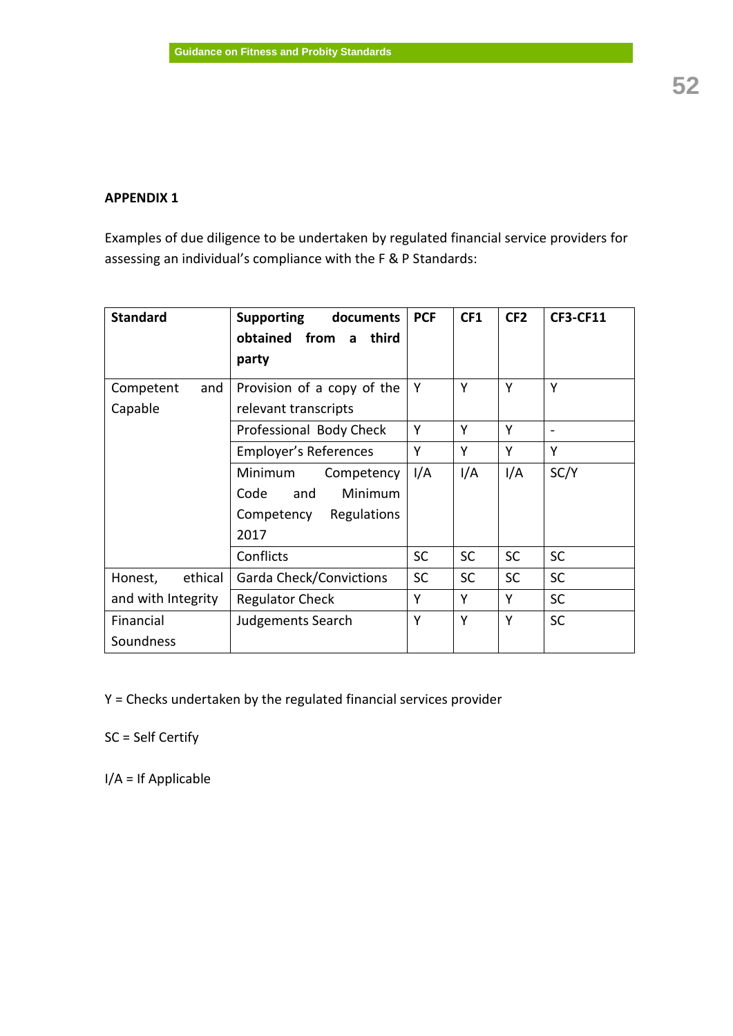**APPENDIX 1**

Examples of due diligence to be undertaken by regulated financial service providers for assessing an individual's compliance with the F & P Standards:

| Standard | Supporting documents obtained from a third party | PCF | CF1 | CF2 | CF3-CF11 |
|---|---|---|---|---|---|
| Competent and Capable | Provision of a copy of the relevant transcripts | Y | Y | Y | Y |
| | Professional Body Check | Y | Y | Y | - |
| | Employer's References | Y | Y | Y | Y |
| | Minimum Competency Code and Minimum Competency Regulations 2017 | I/A | I/A | I/A | SC/Y |
| | Conflicts | SC | SC | SC | SC |
| Honest, ethical and with Integrity | Garda Check/Convictions | SC | SC | SC | SC |
| | Regulator Check | Y | Y | Y | SC |
| Financial Soundness | Judgements Search | Y | Y | Y | SC |

Y = Checks undertaken by the regulated financial services provider

SC = Self Certify

I/A = If Applicable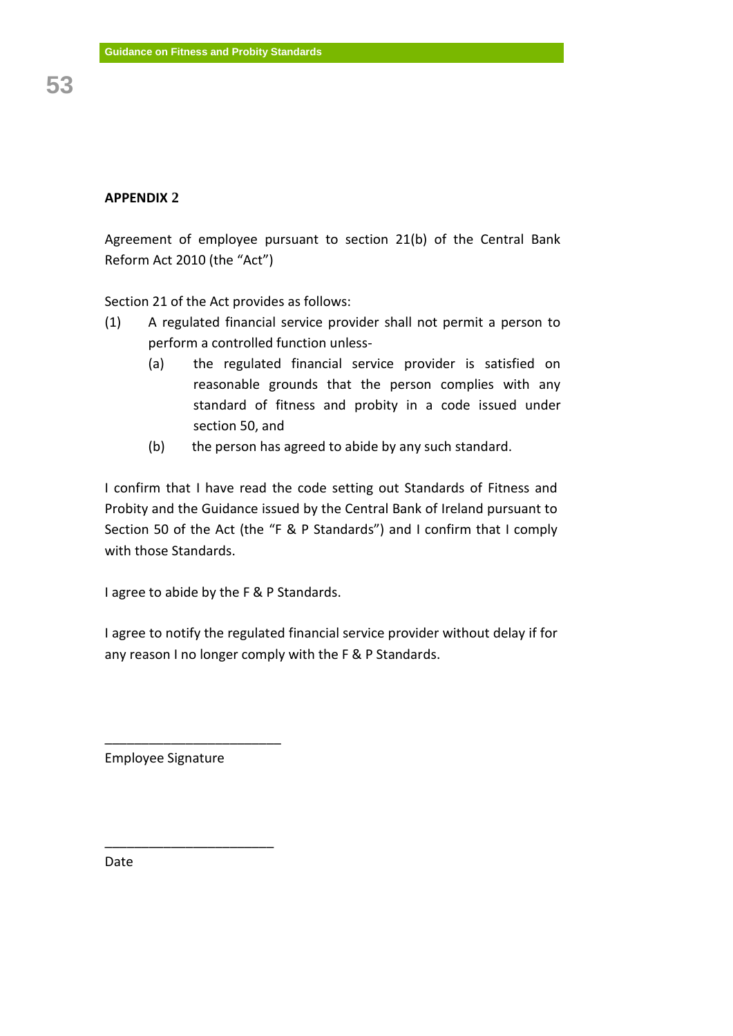## APPENDIX 2

Agreement of employee pursuant to section 21(b) of the Central Bank Reform Act 2010 (the "Act")

Section 21 of the Act provides as follows:

(1) A regulated financial service provider shall not permit a person to perform a controlled function unless-
   - (a) the regulated financial service provider is satisfied on reasonable grounds that the person complies with any standard of fitness and probity in a code issued under section 50, and
   - (b) the person has agreed to abide by any such standard.

I confirm that I have read the code setting out Standards of Fitness and Probity and the Guidance issued by the Central Bank of Ireland pursuant to Section 50 of the Act (the "F & P Standards") and I confirm that I comply with those Standards.

I agree to abide by the F & P Standards.

I agree to notify the regulated financial service provider without delay if for any reason I no longer comply with the F & P Standards.

________________________

Employee Signature

________________________

Date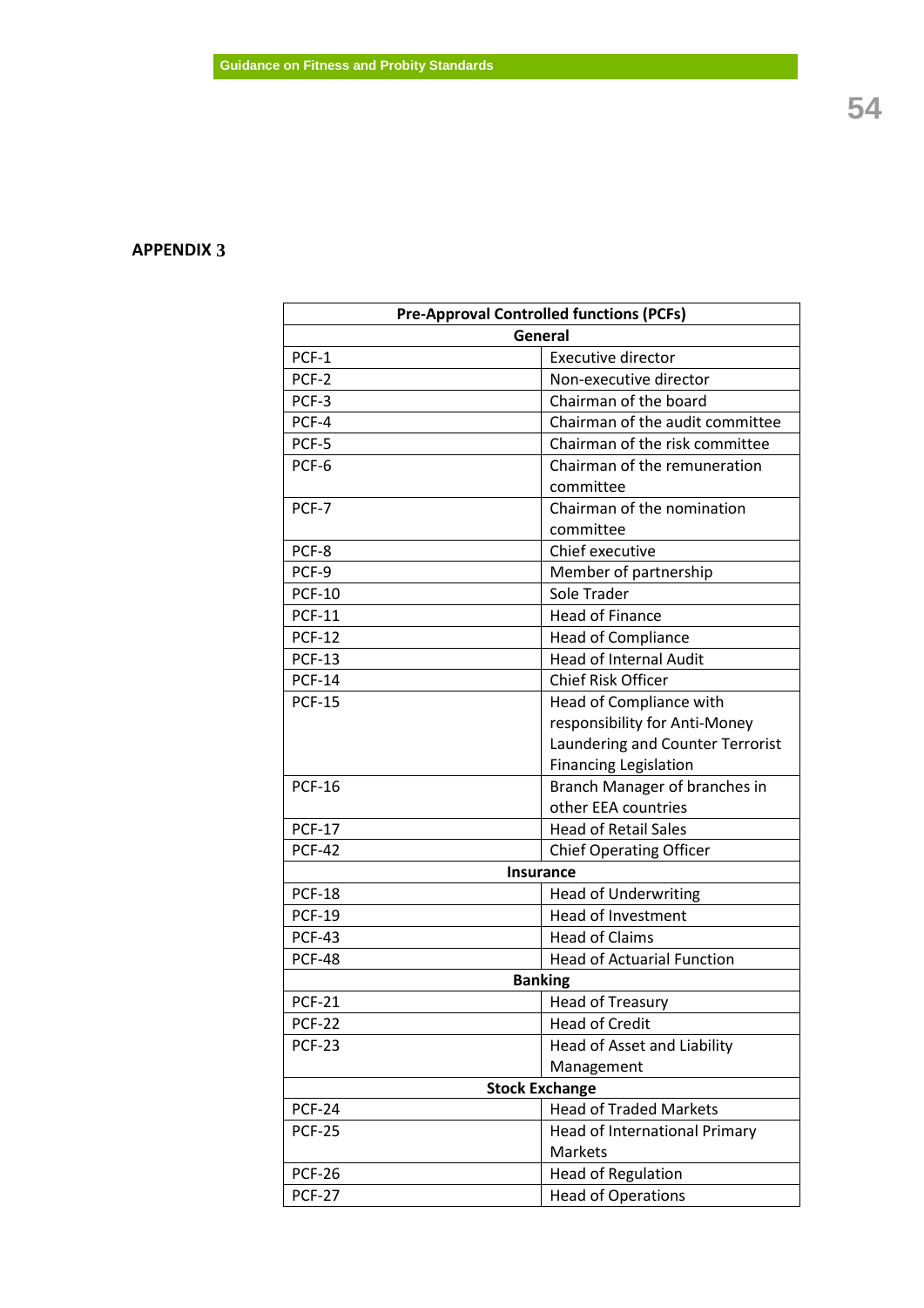## APPENDIX 3

| Pre-Approval Controlled functions (PCFs) | |
|---|---|
| **General** | |
| PCF-1 | Executive director |
| PCF-2 | Non-executive director |
| PCF-3 | Chairman of the board |
| PCF-4 | Chairman of the audit committee |
| PCF-5 | Chairman of the risk committee |
| PCF-6 | Chairman of the remuneration committee |
| PCF-7 | Chairman of the nomination committee |
| PCF-8 | Chief executive |
| PCF-9 | Member of partnership |
| PCF-10 | Sole Trader |
| PCF-11 | Head of Finance |
| PCF-12 | Head of Compliance |
| PCF-13 | Head of Internal Audit |
| PCF-14 | Chief Risk Officer |
| PCF-15 | Head of Compliance with responsibility for Anti-Money Laundering and Counter Terrorist Financing Legislation |
| PCF-16 | Branch Manager of branches in other EEA countries |
| PCF-17 | Head of Retail Sales |
| PCF-42 | Chief Operating Officer |
| **Insurance** | |
| PCF-18 | Head of Underwriting |
| PCF-19 | Head of Investment |
| PCF-43 | Head of Claims |
| PCF-48 | Head of Actuarial Function |
| **Banking** | |
| PCF-21 | Head of Treasury |
| PCF-22 | Head of Credit |
| PCF-23 | Head of Asset and Liability Management |
| **Stock Exchange** | |
| PCF-24 | Head of Traded Markets |
| PCF-25 | Head of International Primary Markets |
| PCF-26 | Head of Regulation |
| PCF-27 | Head of Operations |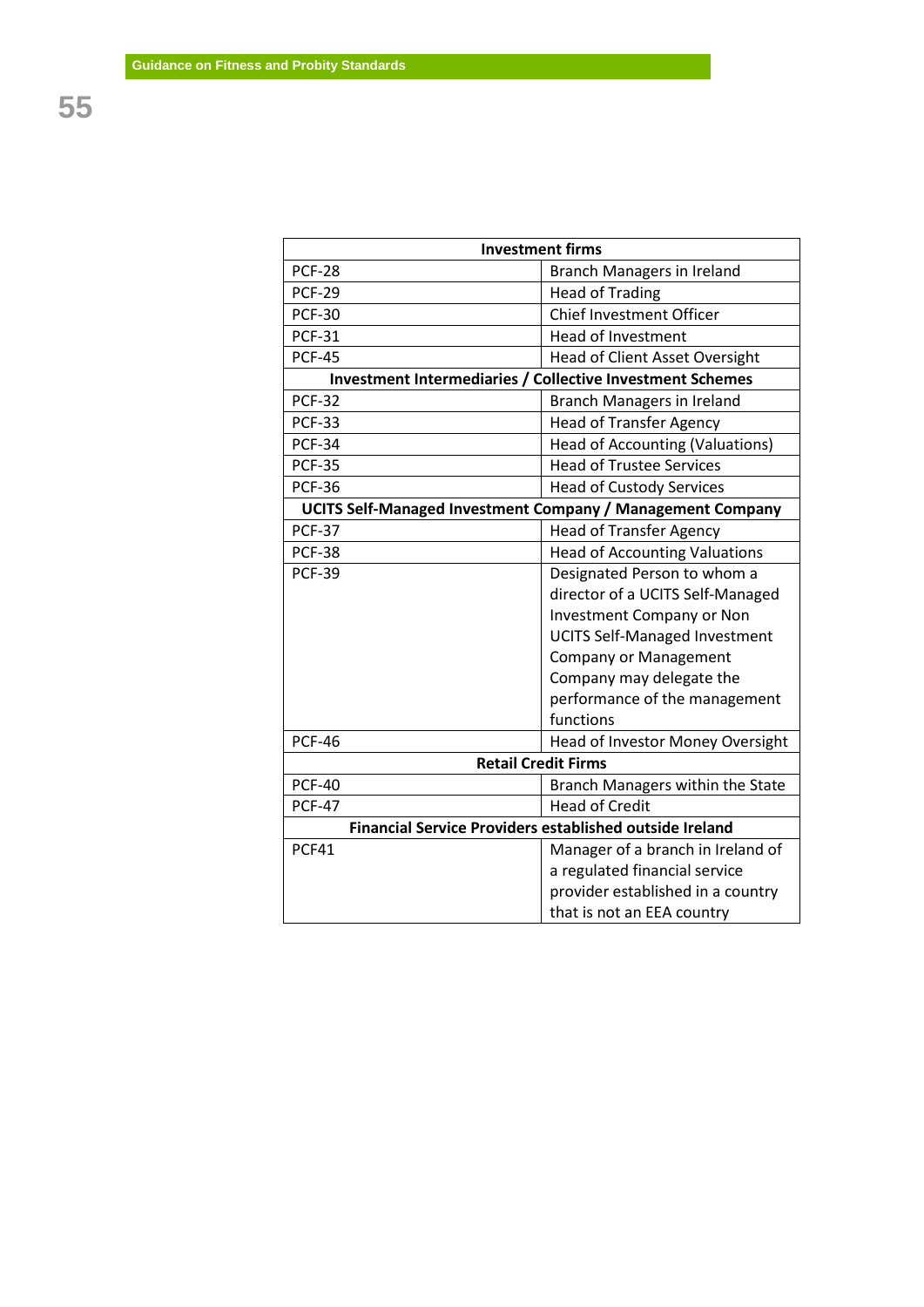| Investment firms | |
|---|---|
| PCF-28 | Branch Managers in Ireland |
| PCF-29 | Head of Trading |
| PCF-30 | Chief Investment Officer |
| PCF-31 | Head of Investment |
| PCF-45 | Head of Client Asset Oversight |
| **Investment Intermediaries / Collective Investment Schemes** | |
| PCF-32 | Branch Managers in Ireland |
| PCF-33 | Head of Transfer Agency |
| PCF-34 | Head of Accounting (Valuations) |
| PCF-35 | Head of Trustee Services |
| PCF-36 | Head of Custody Services |
| **UCITS Self-Managed Investment Company / Management Company** | |
| PCF-37 | Head of Transfer Agency |
| PCF-38 | Head of Accounting Valuations |
| PCF-39 | Designated Person to whom a director of a UCITS Self-Managed Investment Company or Non UCITS Self-Managed Investment Company or Management Company may delegate the performance of the management functions |
| PCF-46 | Head of Investor Money Oversight |
| **Retail Credit Firms** | |
| PCF-40 | Branch Managers within the State |
| PCF-47 | Head of Credit |
| **Financial Service Providers established outside Ireland** | |
| PCF41 | Manager of a branch in Ireland of a regulated financial service provider established in a country that is not an EEA country |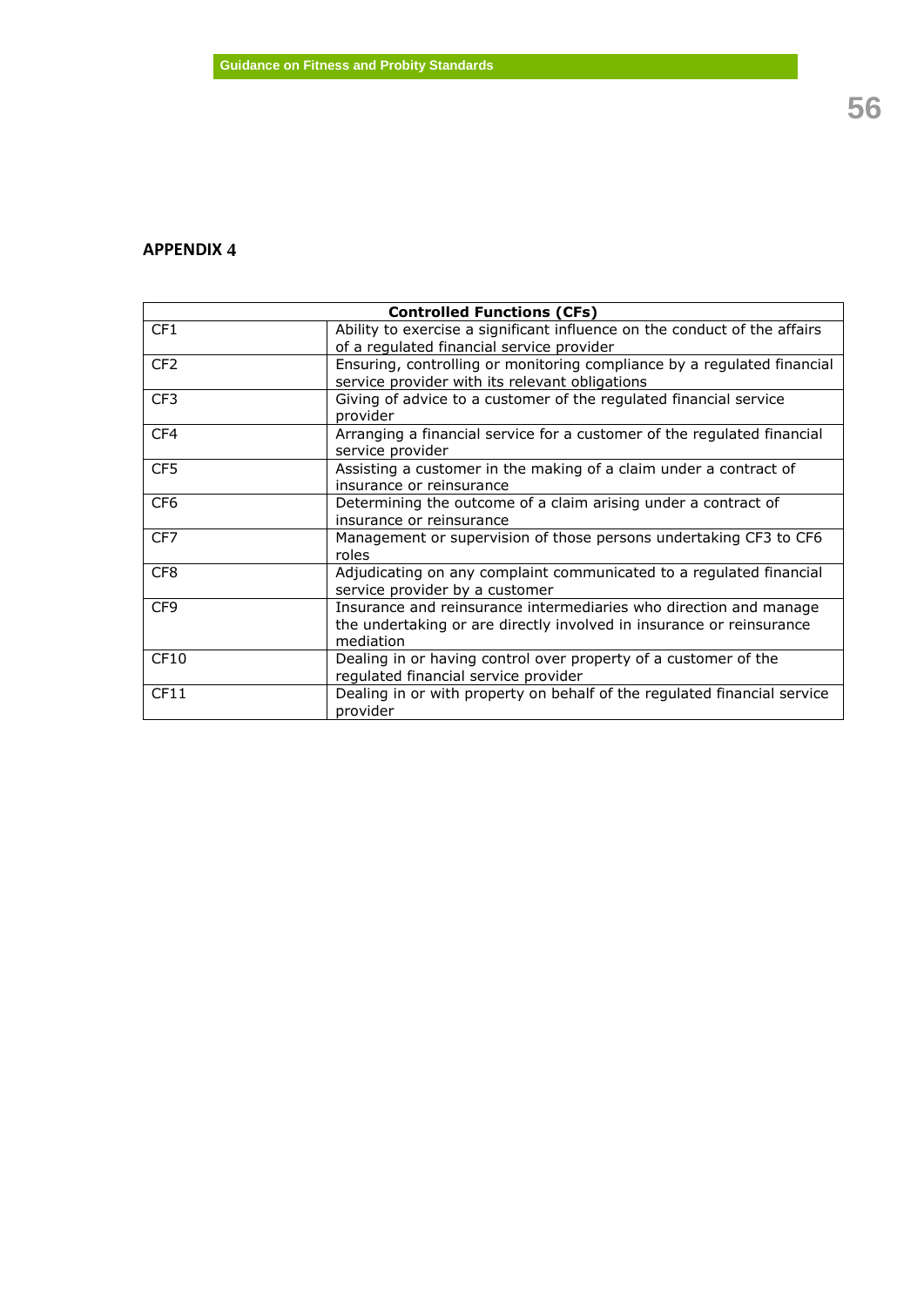## APPENDIX 4

| Controlled Functions (CFs) | |
|---|---|
| CF1 | Ability to exercise a significant influence on the conduct of the affairs of a regulated financial service provider |
| CF2 | Ensuring, controlling or monitoring compliance by a regulated financial service provider with its relevant obligations |
| CF3 | Giving of advice to a customer of the regulated financial service provider |
| CF4 | Arranging a financial service for a customer of the regulated financial service provider |
| CF5 | Assisting a customer in the making of a claim under a contract of insurance or reinsurance |
| CF6 | Determining the outcome of a claim arising under a contract of insurance or reinsurance |
| CF7 | Management or supervision of those persons undertaking CF3 to CF6 roles |
| CF8 | Adjudicating on any complaint communicated to a regulated financial service provider by a customer |
| CF9 | Insurance and reinsurance intermediaries who direction and manage the undertaking or are directly involved in insurance or reinsurance mediation |
| CF10 | Dealing in or having control over property of a customer of the regulated financial service provider |
| CF11 | Dealing in or with property on behalf of the regulated financial service provider |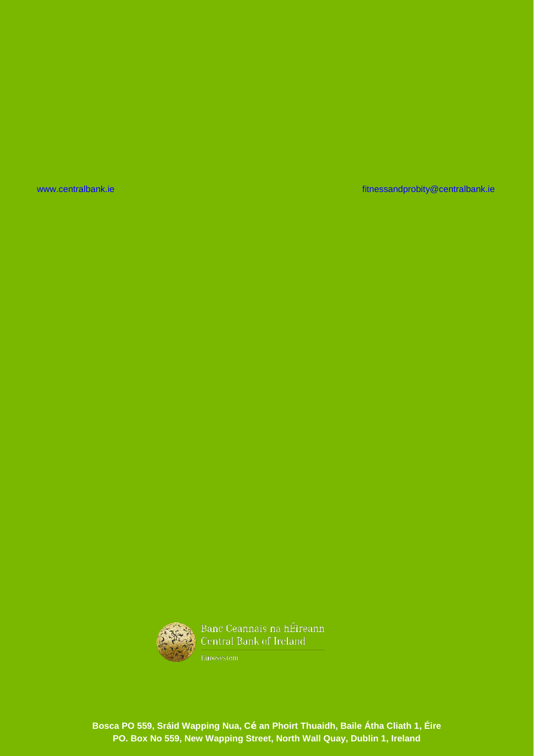www.centralbank.ie

fitnessandprobity@centralbank.ie

Banc Ceannais na hÉireann
Central Bank of Ireland
Eurosystem

**Bosca PO 559, Sráid Wapping Nua, Cé an Phoirt Thuaidh, Baile Átha Cliath 1, Éire**
**PO. Box No 559, New Wapping Street, North Wall Quay, Dublin 1, Ireland**